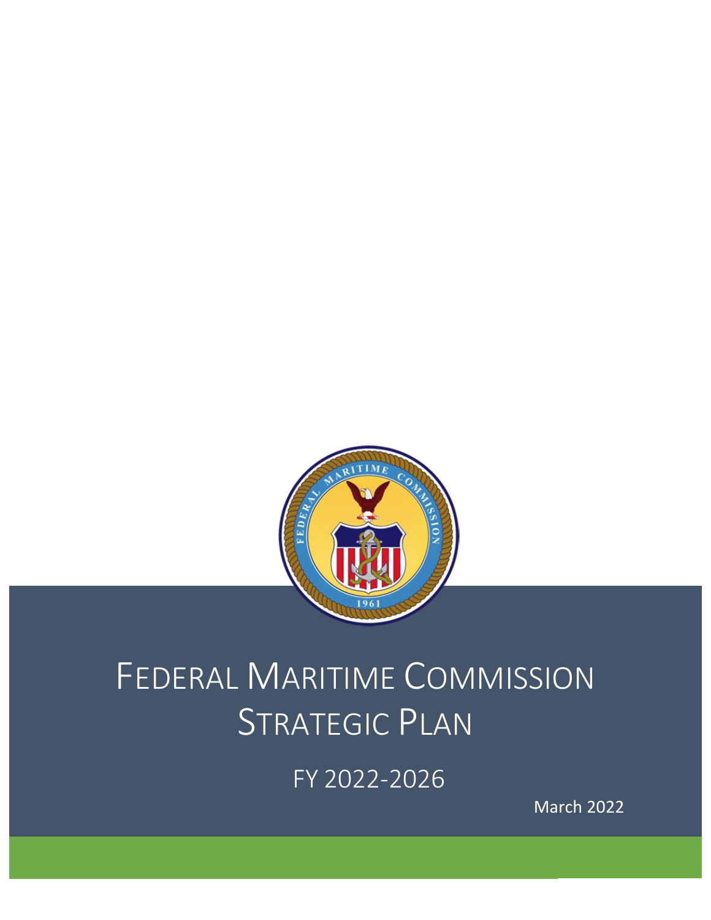# Federal Maritime Commission Strategic Plan

FY 2022-2026

March 2022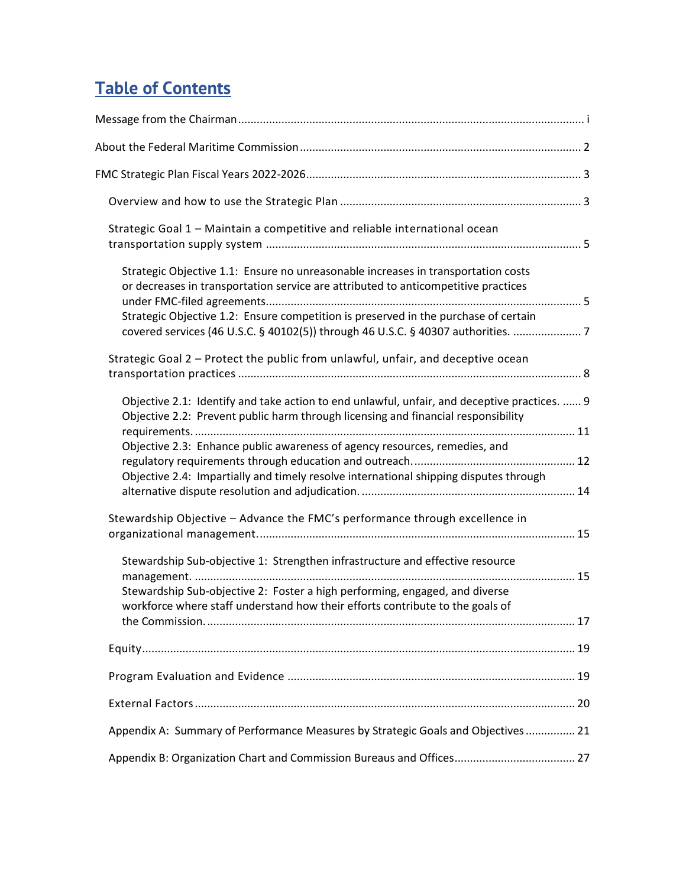# Table of Contents

Message from the Chairman ............................................................................................................. i

About the Federal Maritime Commission ........................................................................................ 2

FMC Strategic Plan Fiscal Years 2022-2026 ...................................................................................... 3

- Overview and how to use the Strategic Plan ............................................................................ 3

- Strategic Goal 1 – Maintain a competitive and reliable international ocean transportation supply system ..................................................................................................... 5

  - Strategic Objective 1.1: Ensure no unreasonable increases in transportation costs or decreases in transportation service are attributed to anticompetitive practices under FMC-filed agreements...................................................................................................... 5
  - Strategic Objective 1.2: Ensure competition is preserved in the purchase of certain covered services (46 U.S.C. § 40102(5)) through 46 U.S.C. § 40307 authorities. ...................... 7

- Strategic Goal 2 – Protect the public from unlawful, unfair, and deceptive ocean transportation practices ............................................................................................................. 8

  - Objective 2.1: Identify and take action to end unlawful, unfair, and deceptive practices. ...... 9
  - Objective 2.2: Prevent public harm through licensing and financial responsibility requirements. ......................................................................................................................... 11
  - Objective 2.3: Enhance public awareness of agency resources, remedies, and regulatory requirements through education and outreach. ................................................... 12
  - Objective 2.4: Impartially and timely resolve international shipping disputes through alternative dispute resolution and adjudication. .................................................................... 14

- Stewardship Objective – Advance the FMC's performance through excellence in organizational management. .................................................................................................... 15

  - Stewardship Sub-objective 1: Strengthen infrastructure and effective resource management. ......................................................................................................................... 15
  - Stewardship Sub-objective 2: Foster a high performing, engaged, and diverse workforce where staff understand how their efforts contribute to the goals of the Commission. ...................................................................................................................... 17

- Equity .......................................................................................................................................... 19

- Program Evaluation and Evidence ............................................................................................ 19

- External Factors ......................................................................................................................... 20

- Appendix A: Summary of Performance Measures by Strategic Goals and Objectives ................ 21

- Appendix B: Organization Chart and Commission Bureaus and Offices....................................... 27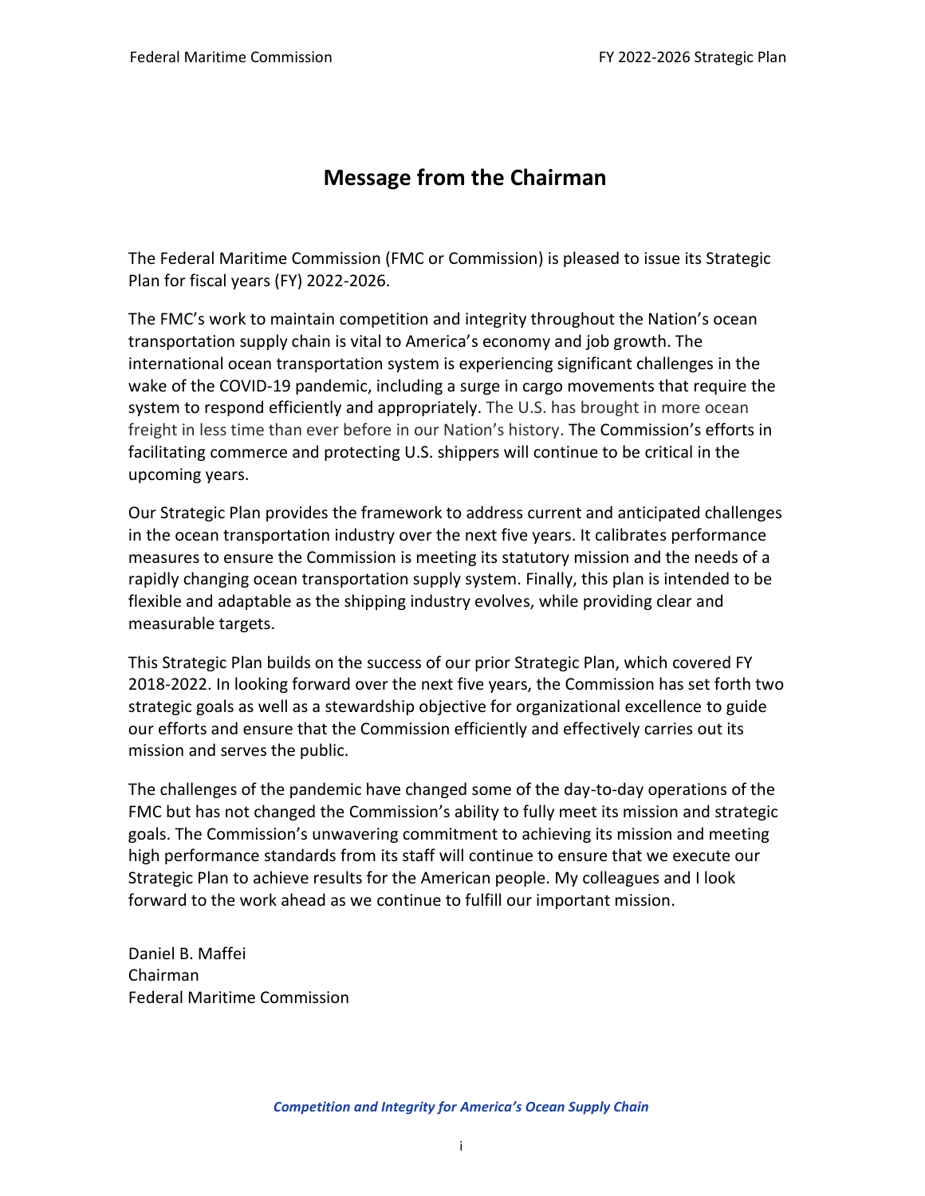# Message from the Chairman

The Federal Maritime Commission (FMC or Commission) is pleased to issue its Strategic Plan for fiscal years (FY) 2022-2026.

The FMC's work to maintain competition and integrity throughout the Nation's ocean transportation supply chain is vital to America's economy and job growth. The international ocean transportation system is experiencing significant challenges in the wake of the COVID-19 pandemic, including a surge in cargo movements that require the system to respond efficiently and appropriately. The U.S. has brought in more ocean freight in less time than ever before in our Nation's history. The Commission's efforts in facilitating commerce and protecting U.S. shippers will continue to be critical in the upcoming years.

Our Strategic Plan provides the framework to address current and anticipated challenges in the ocean transportation industry over the next five years. It calibrates performance measures to ensure the Commission is meeting its statutory mission and the needs of a rapidly changing ocean transportation supply system. Finally, this plan is intended to be flexible and adaptable as the shipping industry evolves, while providing clear and measurable targets.

This Strategic Plan builds on the success of our prior Strategic Plan, which covered FY 2018-2022. In looking forward over the next five years, the Commission has set forth two strategic goals as well as a stewardship objective for organizational excellence to guide our efforts and ensure that the Commission efficiently and effectively carries out its mission and serves the public.

The challenges of the pandemic have changed some of the day-to-day operations of the FMC but has not changed the Commission's ability to fully meet its mission and strategic goals. The Commission's unwavering commitment to achieving its mission and meeting high performance standards from its staff will continue to ensure that we execute our Strategic Plan to achieve results for the American people. My colleagues and I look forward to the work ahead as we continue to fulfill our important mission.

Daniel B. Maffei
Chairman
Federal Maritime Commission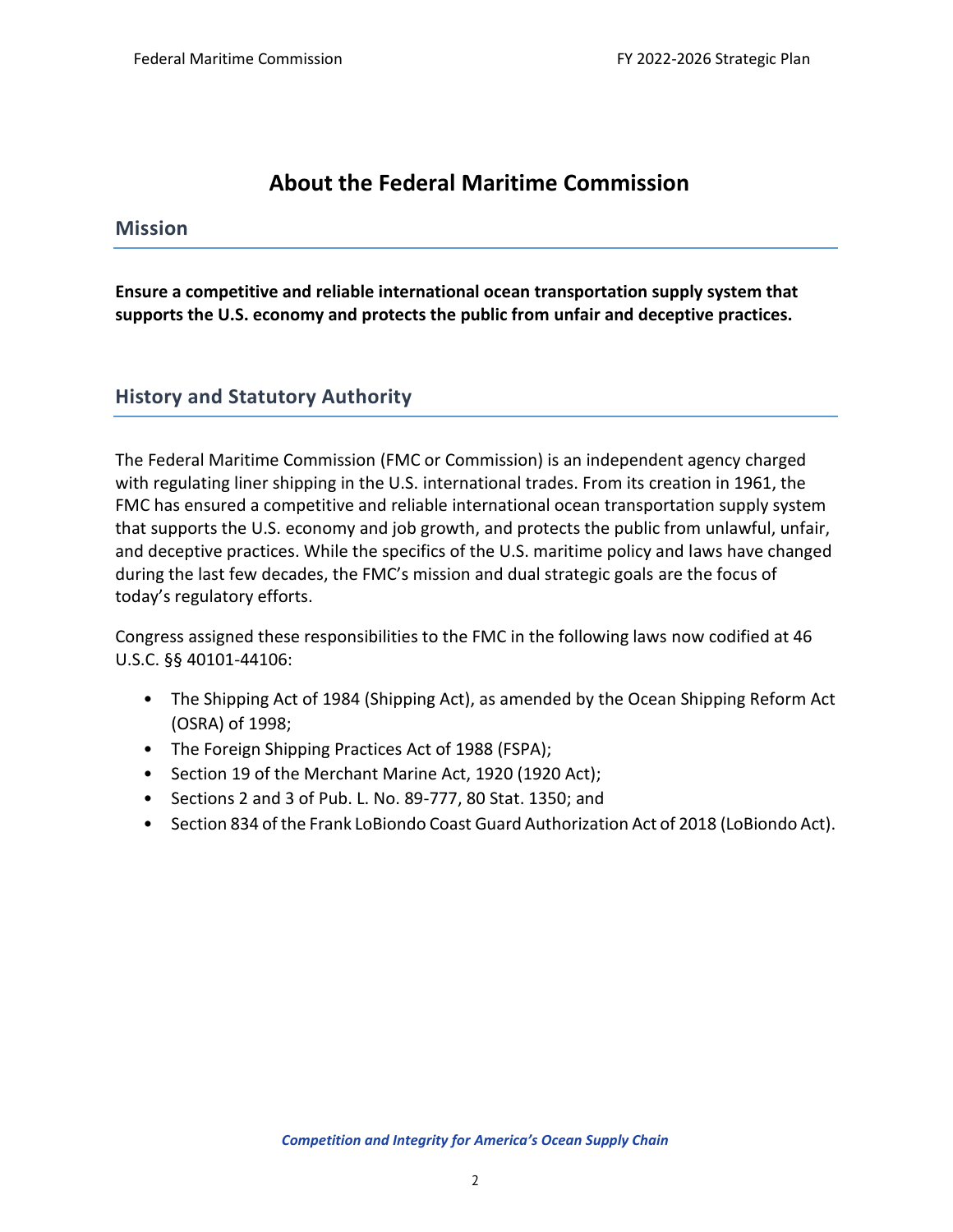# About the Federal Maritime Commission

## Mission

**Ensure a competitive and reliable international ocean transportation supply system that supports the U.S. economy and protects the public from unfair and deceptive practices.**

## History and Statutory Authority

The Federal Maritime Commission (FMC or Commission) is an independent agency charged with regulating liner shipping in the U.S. international trades. From its creation in 1961, the FMC has ensured a competitive and reliable international ocean transportation supply system that supports the U.S. economy and job growth, and protects the public from unlawful, unfair, and deceptive practices. While the specifics of the U.S. maritime policy and laws have changed during the last few decades, the FMC's mission and dual strategic goals are the focus of today's regulatory efforts.

Congress assigned these responsibilities to the FMC in the following laws now codified at 46 U.S.C. §§ 40101-44106:

- The Shipping Act of 1984 (Shipping Act), as amended by the Ocean Shipping Reform Act (OSRA) of 1998;
- The Foreign Shipping Practices Act of 1988 (FSPA);
- Section 19 of the Merchant Marine Act, 1920 (1920 Act);
- Sections 2 and 3 of Pub. L. No. 89-777, 80 Stat. 1350; and
- Section 834 of the Frank LoBiondo Coast Guard Authorization Act of 2018 (LoBiondo Act).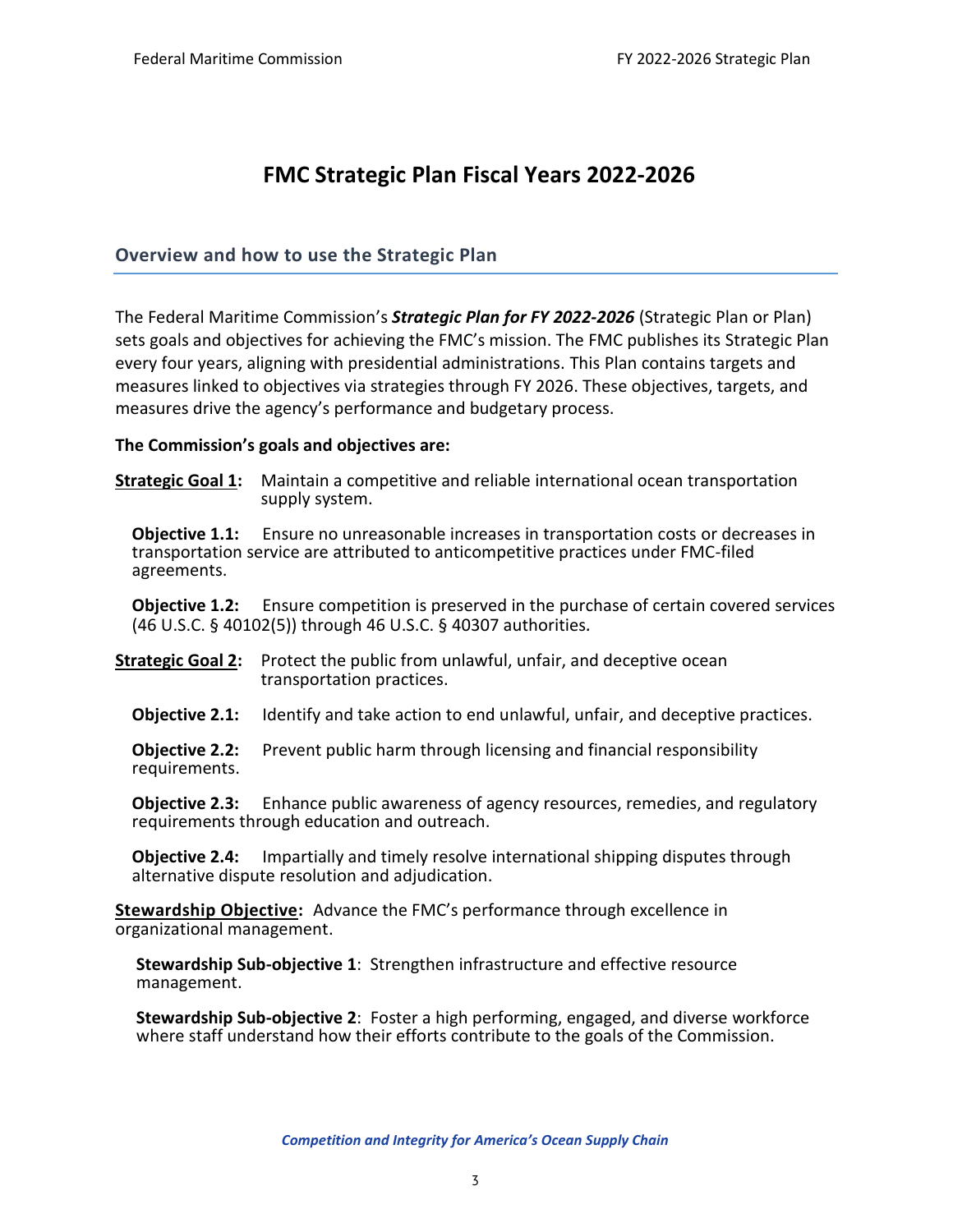# FMC Strategic Plan Fiscal Years 2022-2026

## Overview and how to use the Strategic Plan

The Federal Maritime Commission's ***Strategic Plan for FY 2022-2026*** (Strategic Plan or Plan) sets goals and objectives for achieving the FMC's mission. The FMC publishes its Strategic Plan every four years, aligning with presidential administrations. This Plan contains targets and measures linked to objectives via strategies through FY 2026. These objectives, targets, and measures drive the agency's performance and budgetary process.

**The Commission's goals and objectives are:**

**Strategic Goal 1:** Maintain a competitive and reliable international ocean transportation supply system.

**Objective 1.1:** Ensure no unreasonable increases in transportation costs or decreases in transportation service are attributed to anticompetitive practices under FMC-filed agreements.

**Objective 1.2:** Ensure competition is preserved in the purchase of certain covered services (46 U.S.C. § 40102(5)) through 46 U.S.C. § 40307 authorities.

**Strategic Goal 2:** Protect the public from unlawful, unfair, and deceptive ocean transportation practices.

**Objective 2.1:** Identify and take action to end unlawful, unfair, and deceptive practices.

**Objective 2.2:** Prevent public harm through licensing and financial responsibility requirements.

**Objective 2.3:** Enhance public awareness of agency resources, remedies, and regulatory requirements through education and outreach.

**Objective 2.4:** Impartially and timely resolve international shipping disputes through alternative dispute resolution and adjudication.

**Stewardship Objective:** Advance the FMC's performance through excellence in organizational management.

**Stewardship Sub-objective 1**: Strengthen infrastructure and effective resource management.

**Stewardship Sub-objective 2**: Foster a high performing, engaged, and diverse workforce where staff understand how their efforts contribute to the goals of the Commission.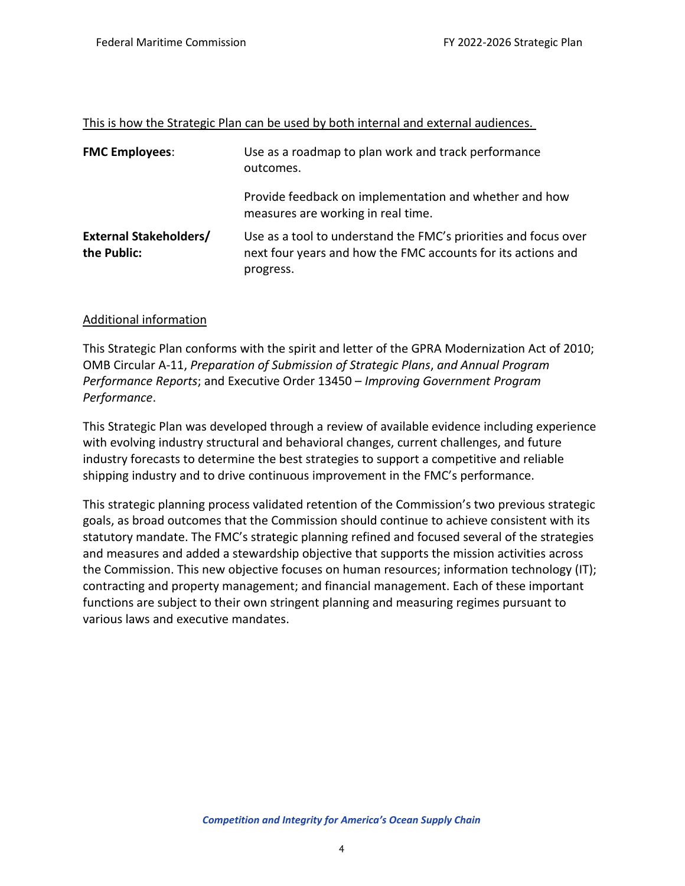This is how the Strategic Plan can be used by both internal and external audiences.

| | |
|---|---|
| **FMC Employees**: | Use as a roadmap to plan work and track performance outcomes.<br><br>Provide feedback on implementation and whether and how measures are working in real time. |
| **External Stakeholders/ the Public:** | Use as a tool to understand the FMC's priorities and focus over next four years and how the FMC accounts for its actions and progress. |

Additional information

This Strategic Plan conforms with the spirit and letter of the GPRA Modernization Act of 2010; OMB Circular A-11, *Preparation of Submission of Strategic Plans*, *and Annual Program Performance Reports*; and Executive Order 13450 – *Improving Government Program Performance*.

This Strategic Plan was developed through a review of available evidence including experience with evolving industry structural and behavioral changes, current challenges, and future industry forecasts to determine the best strategies to support a competitive and reliable shipping industry and to drive continuous improvement in the FMC's performance.

This strategic planning process validated retention of the Commission's two previous strategic goals, as broad outcomes that the Commission should continue to achieve consistent with its statutory mandate. The FMC's strategic planning refined and focused several of the strategies and measures and added a stewardship objective that supports the mission activities across the Commission. This new objective focuses on human resources; information technology (IT); contracting and property management; and financial management. Each of these important functions are subject to their own stringent planning and measuring regimes pursuant to various laws and executive mandates.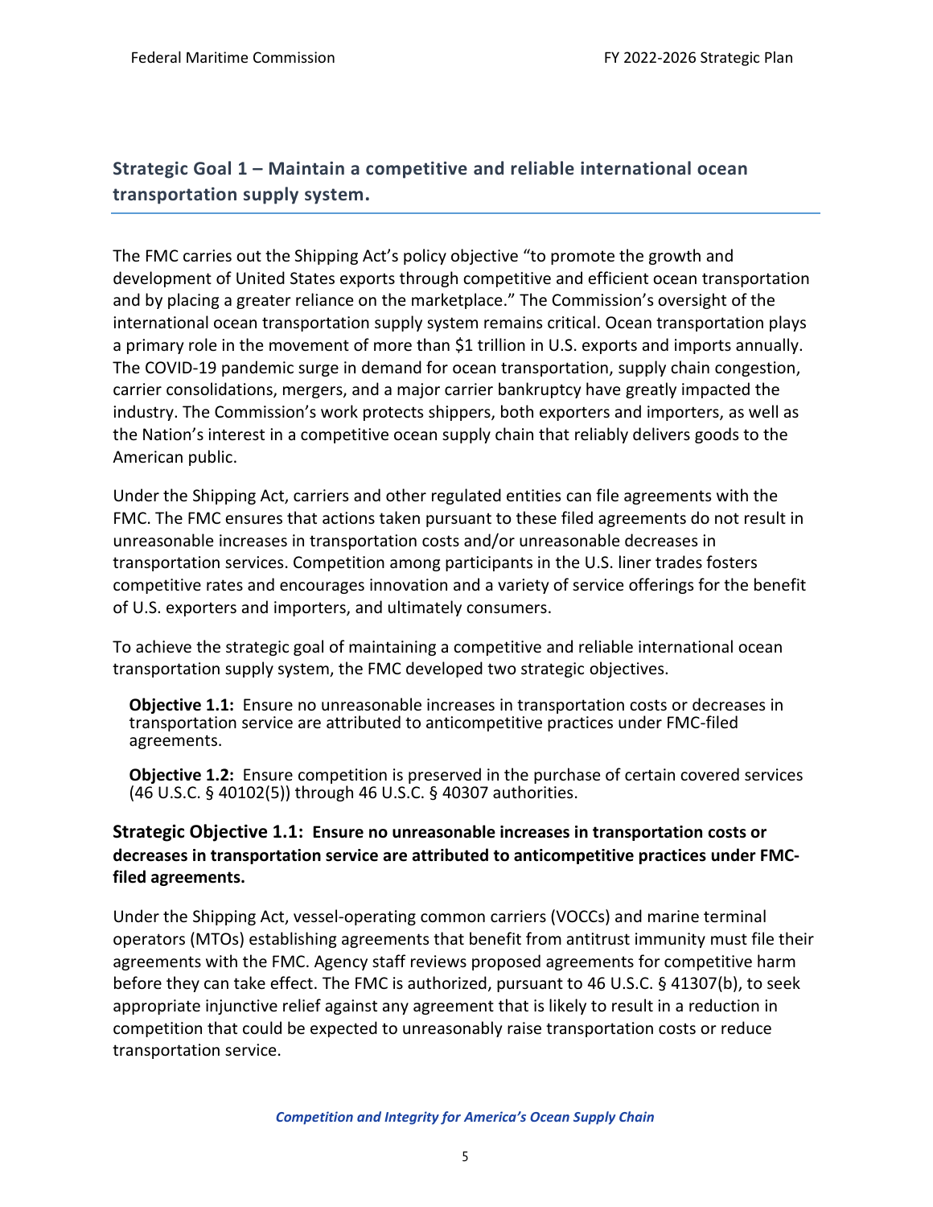## Strategic Goal 1 – Maintain a competitive and reliable international ocean transportation supply system.

The FMC carries out the Shipping Act's policy objective "to promote the growth and development of United States exports through competitive and efficient ocean transportation and by placing a greater reliance on the marketplace." The Commission's oversight of the international ocean transportation supply system remains critical. Ocean transportation plays a primary role in the movement of more than $1 trillion in U.S. exports and imports annually. The COVID-19 pandemic surge in demand for ocean transportation, supply chain congestion, carrier consolidations, mergers, and a major carrier bankruptcy have greatly impacted the industry. The Commission's work protects shippers, both exporters and importers, as well as the Nation's interest in a competitive ocean supply chain that reliably delivers goods to the American public.

Under the Shipping Act, carriers and other regulated entities can file agreements with the FMC. The FMC ensures that actions taken pursuant to these filed agreements do not result in unreasonable increases in transportation costs and/or unreasonable decreases in transportation services. Competition among participants in the U.S. liner trades fosters competitive rates and encourages innovation and a variety of service offerings for the benefit of U.S. exporters and importers, and ultimately consumers.

To achieve the strategic goal of maintaining a competitive and reliable international ocean transportation supply system, the FMC developed two strategic objectives.

**Objective 1.1:** Ensure no unreasonable increases in transportation costs or decreases in transportation service are attributed to anticompetitive practices under FMC-filed agreements.

**Objective 1.2:** Ensure competition is preserved in the purchase of certain covered services (46 U.S.C. § 40102(5)) through 46 U.S.C. § 40307 authorities.

### Strategic Objective 1.1: Ensure no unreasonable increases in transportation costs or decreases in transportation service are attributed to anticompetitive practices under FMC-filed agreements.

Under the Shipping Act, vessel-operating common carriers (VOCCs) and marine terminal operators (MTOs) establishing agreements that benefit from antitrust immunity must file their agreements with the FMC. Agency staff reviews proposed agreements for competitive harm before they can take effect. The FMC is authorized, pursuant to 46 U.S.C. § 41307(b), to seek appropriate injunctive relief against any agreement that is likely to result in a reduction in competition that could be expected to unreasonably raise transportation costs or reduce transportation service.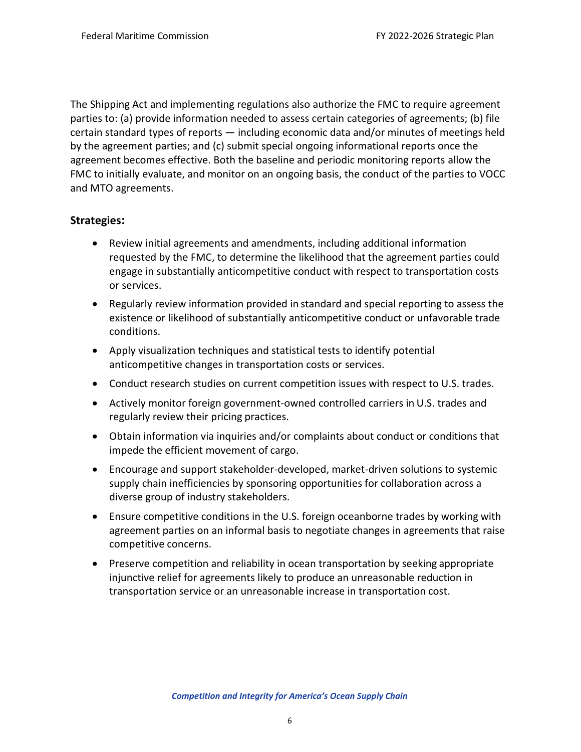The Shipping Act and implementing regulations also authorize the FMC to require agreement parties to: (a) provide information needed to assess certain categories of agreements; (b) file certain standard types of reports — including economic data and/or minutes of meetings held by the agreement parties; and (c) submit special ongoing informational reports once the agreement becomes effective. Both the baseline and periodic monitoring reports allow the FMC to initially evaluate, and monitor on an ongoing basis, the conduct of the parties to VOCC and MTO agreements.

### Strategies:

- Review initial agreements and amendments, including additional information requested by the FMC, to determine the likelihood that the agreement parties could engage in substantially anticompetitive conduct with respect to transportation costs or services.
- Regularly review information provided in standard and special reporting to assess the existence or likelihood of substantially anticompetitive conduct or unfavorable trade conditions.
- Apply visualization techniques and statistical tests to identify potential anticompetitive changes in transportation costs or services.
- Conduct research studies on current competition issues with respect to U.S. trades.
- Actively monitor foreign government-owned controlled carriers in U.S. trades and regularly review their pricing practices.
- Obtain information via inquiries and/or complaints about conduct or conditions that impede the efficient movement of cargo.
- Encourage and support stakeholder-developed, market-driven solutions to systemic supply chain inefficiencies by sponsoring opportunities for collaboration across a diverse group of industry stakeholders.
- Ensure competitive conditions in the U.S. foreign oceanborne trades by working with agreement parties on an informal basis to negotiate changes in agreements that raise competitive concerns.
- Preserve competition and reliability in ocean transportation by seeking appropriate injunctive relief for agreements likely to produce an unreasonable reduction in transportation service or an unreasonable increase in transportation cost.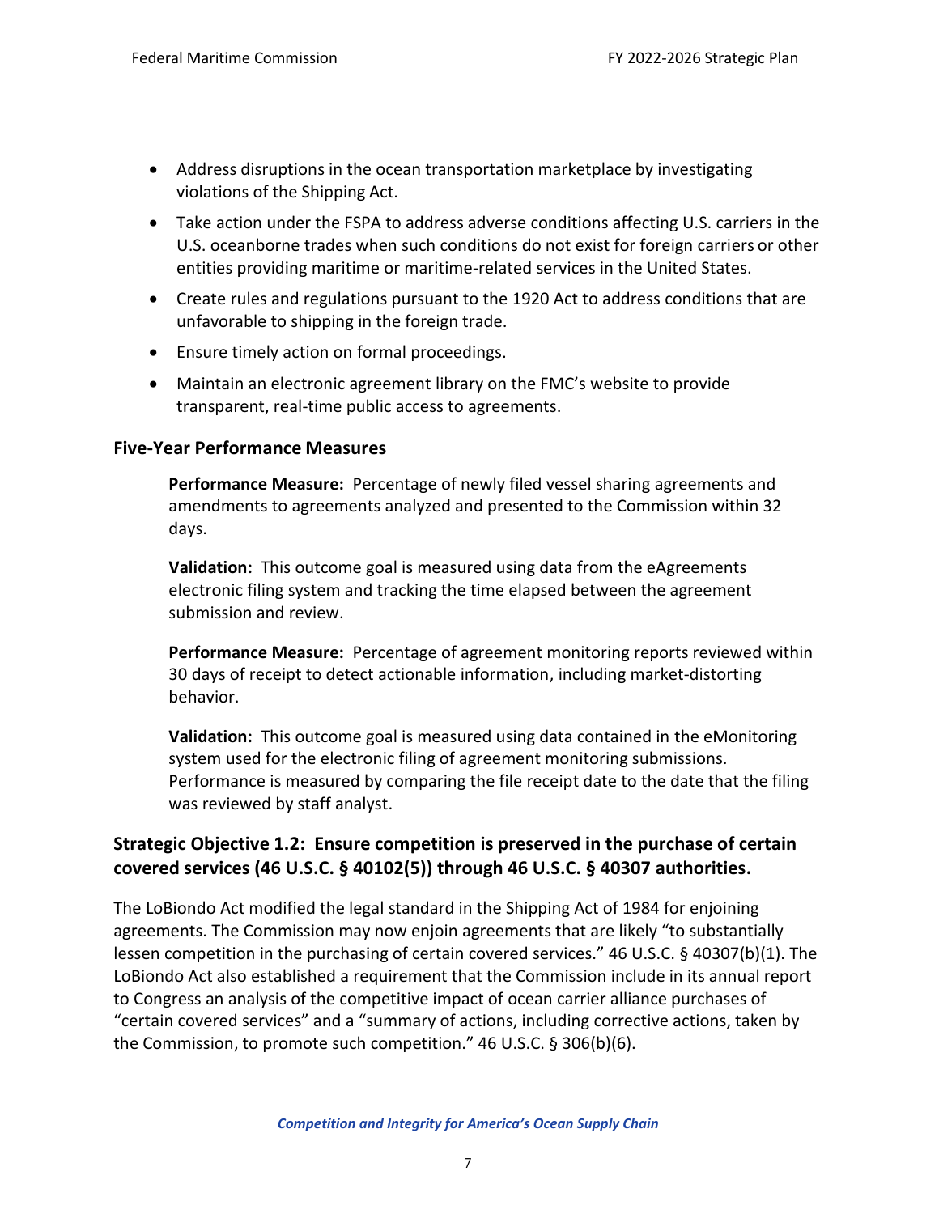- Address disruptions in the ocean transportation marketplace by investigating violations of the Shipping Act.
- Take action under the FSPA to address adverse conditions affecting U.S. carriers in the U.S. oceanborne trades when such conditions do not exist for foreign carriers or other entities providing maritime or maritime-related services in the United States.
- Create rules and regulations pursuant to the 1920 Act to address conditions that are unfavorable to shipping in the foreign trade.
- Ensure timely action on formal proceedings.
- Maintain an electronic agreement library on the FMC's website to provide transparent, real-time public access to agreements.

### Five-Year Performance Measures

**Performance Measure:** Percentage of newly filed vessel sharing agreements and amendments to agreements analyzed and presented to the Commission within 32 days.

**Validation:** This outcome goal is measured using data from the eAgreements electronic filing system and tracking the time elapsed between the agreement submission and review.

**Performance Measure:** Percentage of agreement monitoring reports reviewed within 30 days of receipt to detect actionable information, including market-distorting behavior.

**Validation:** This outcome goal is measured using data contained in the eMonitoring system used for the electronic filing of agreement monitoring submissions. Performance is measured by comparing the file receipt date to the date that the filing was reviewed by staff analyst.

### Strategic Objective 1.2: Ensure competition is preserved in the purchase of certain covered services (46 U.S.C. § 40102(5)) through 46 U.S.C. § 40307 authorities.

The LoBiondo Act modified the legal standard in the Shipping Act of 1984 for enjoining agreements. The Commission may now enjoin agreements that are likely "to substantially lessen competition in the purchasing of certain covered services." 46 U.S.C. § 40307(b)(1). The LoBiondo Act also established a requirement that the Commission include in its annual report to Congress an analysis of the competitive impact of ocean carrier alliance purchases of "certain covered services" and a "summary of actions, including corrective actions, taken by the Commission, to promote such competition." 46 U.S.C. § 306(b)(6).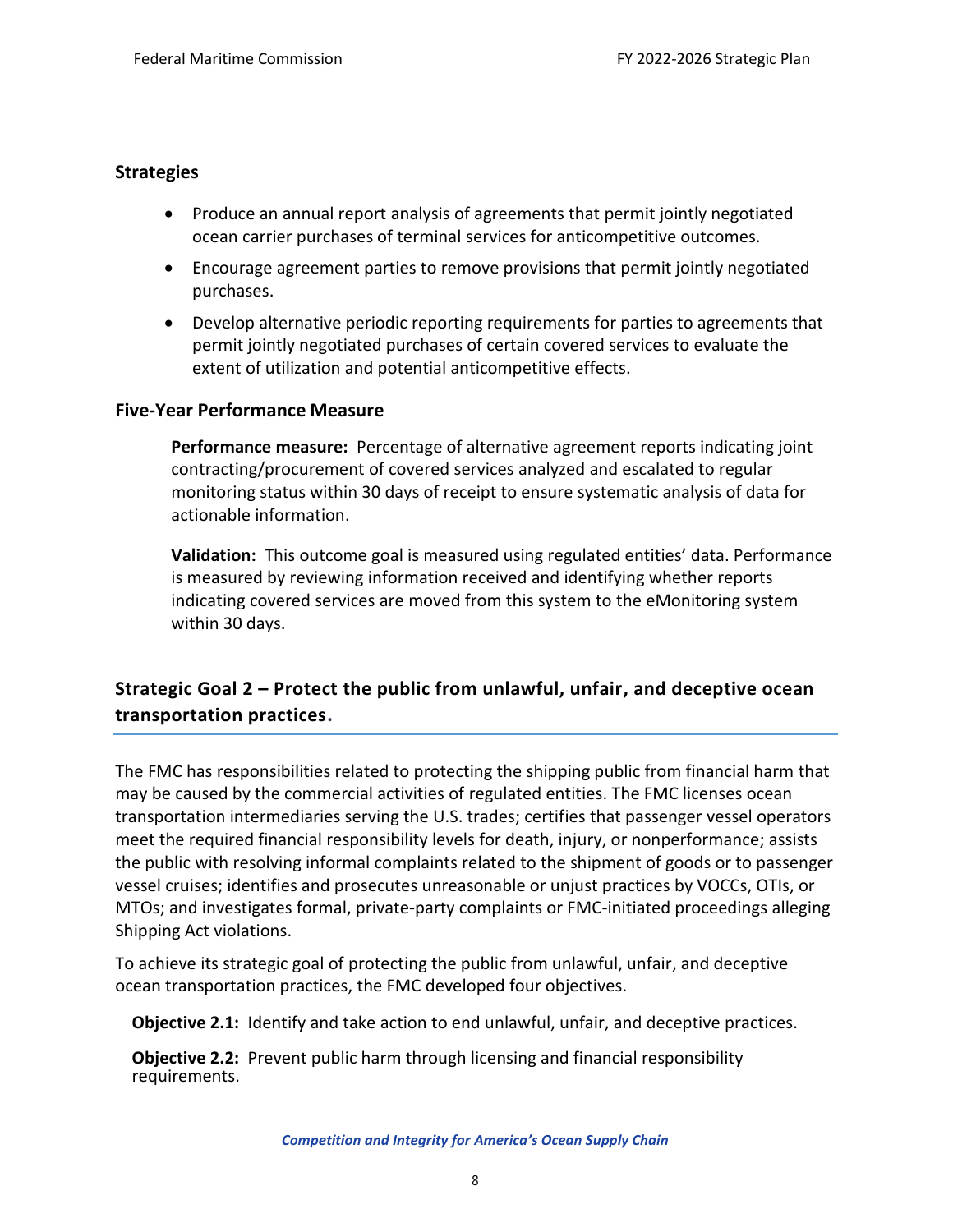### Strategies

- Produce an annual report analysis of agreements that permit jointly negotiated ocean carrier purchases of terminal services for anticompetitive outcomes.
- Encourage agreement parties to remove provisions that permit jointly negotiated purchases.
- Develop alternative periodic reporting requirements for parties to agreements that permit jointly negotiated purchases of certain covered services to evaluate the extent of utilization and potential anticompetitive effects.

### Five-Year Performance Measure

**Performance measure:** Percentage of alternative agreement reports indicating joint contracting/procurement of covered services analyzed and escalated to regular monitoring status within 30 days of receipt to ensure systematic analysis of data for actionable information.

**Validation:** This outcome goal is measured using regulated entities' data. Performance is measured by reviewing information received and identifying whether reports indicating covered services are moved from this system to the eMonitoring system within 30 days.

## Strategic Goal 2 – Protect the public from unlawful, unfair, and deceptive ocean transportation practices.

The FMC has responsibilities related to protecting the shipping public from financial harm that may be caused by the commercial activities of regulated entities. The FMC licenses ocean transportation intermediaries serving the U.S. trades; certifies that passenger vessel operators meet the required financial responsibility levels for death, injury, or nonperformance; assists the public with resolving informal complaints related to the shipment of goods or to passenger vessel cruises; identifies and prosecutes unreasonable or unjust practices by VOCCs, OTIs, or MTOs; and investigates formal, private-party complaints or FMC-initiated proceedings alleging Shipping Act violations.

To achieve its strategic goal of protecting the public from unlawful, unfair, and deceptive ocean transportation practices, the FMC developed four objectives.

**Objective 2.1:** Identify and take action to end unlawful, unfair, and deceptive practices.

**Objective 2.2:** Prevent public harm through licensing and financial responsibility requirements.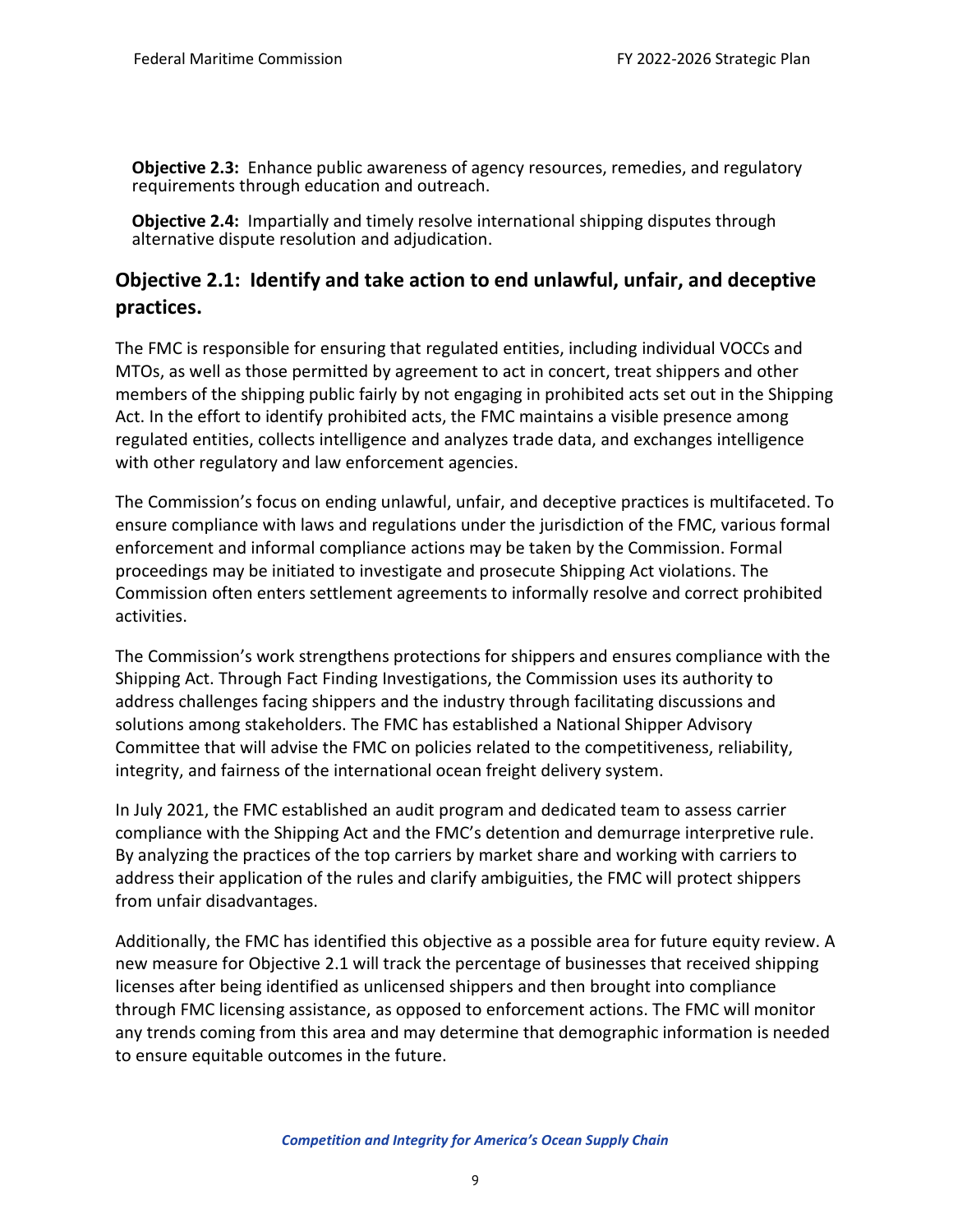**Objective 2.3:** Enhance public awareness of agency resources, remedies, and regulatory requirements through education and outreach.

**Objective 2.4:** Impartially and timely resolve international shipping disputes through alternative dispute resolution and adjudication.

## Objective 2.1: Identify and take action to end unlawful, unfair, and deceptive practices.

The FMC is responsible for ensuring that regulated entities, including individual VOCCs and MTOs, as well as those permitted by agreement to act in concert, treat shippers and other members of the shipping public fairly by not engaging in prohibited acts set out in the Shipping Act. In the effort to identify prohibited acts, the FMC maintains a visible presence among regulated entities, collects intelligence and analyzes trade data, and exchanges intelligence with other regulatory and law enforcement agencies.

The Commission's focus on ending unlawful, unfair, and deceptive practices is multifaceted. To ensure compliance with laws and regulations under the jurisdiction of the FMC, various formal enforcement and informal compliance actions may be taken by the Commission. Formal proceedings may be initiated to investigate and prosecute Shipping Act violations. The Commission often enters settlement agreements to informally resolve and correct prohibited activities.

The Commission's work strengthens protections for shippers and ensures compliance with the Shipping Act. Through Fact Finding Investigations, the Commission uses its authority to address challenges facing shippers and the industry through facilitating discussions and solutions among stakeholders. The FMC has established a National Shipper Advisory Committee that will advise the FMC on policies related to the competitiveness, reliability, integrity, and fairness of the international ocean freight delivery system.

In July 2021, the FMC established an audit program and dedicated team to assess carrier compliance with the Shipping Act and the FMC's detention and demurrage interpretive rule. By analyzing the practices of the top carriers by market share and working with carriers to address their application of the rules and clarify ambiguities, the FMC will protect shippers from unfair disadvantages.

Additionally, the FMC has identified this objective as a possible area for future equity review. A new measure for Objective 2.1 will track the percentage of businesses that received shipping licenses after being identified as unlicensed shippers and then brought into compliance through FMC licensing assistance, as opposed to enforcement actions. The FMC will monitor any trends coming from this area and may determine that demographic information is needed to ensure equitable outcomes in the future.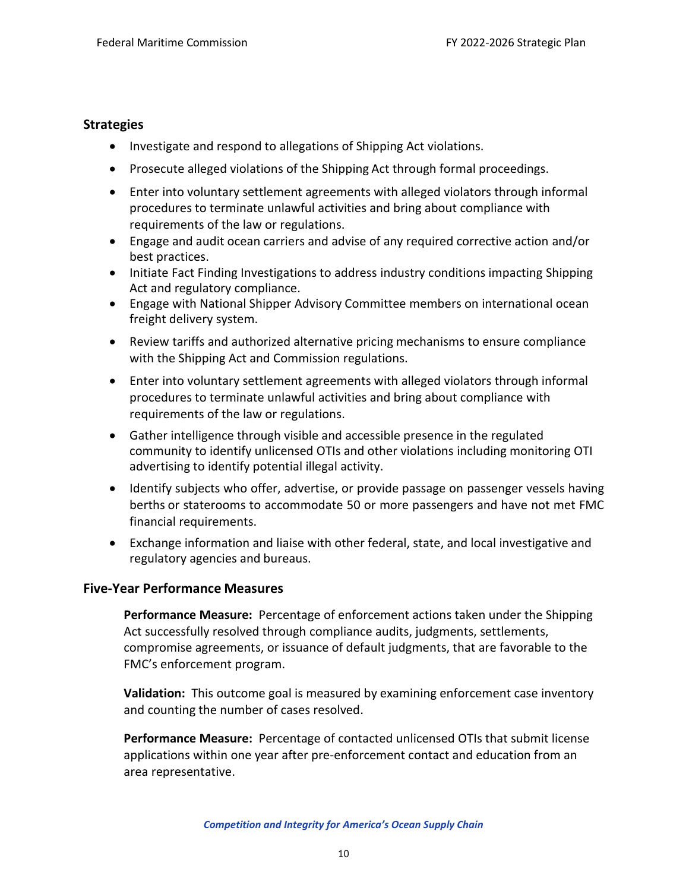### Strategies

- Investigate and respond to allegations of Shipping Act violations.
- Prosecute alleged violations of the Shipping Act through formal proceedings.
- Enter into voluntary settlement agreements with alleged violators through informal procedures to terminate unlawful activities and bring about compliance with requirements of the law or regulations.
- Engage and audit ocean carriers and advise of any required corrective action and/or best practices.
- Initiate Fact Finding Investigations to address industry conditions impacting Shipping Act and regulatory compliance.
- Engage with National Shipper Advisory Committee members on international ocean freight delivery system.
- Review tariffs and authorized alternative pricing mechanisms to ensure compliance with the Shipping Act and Commission regulations.
- Enter into voluntary settlement agreements with alleged violators through informal procedures to terminate unlawful activities and bring about compliance with requirements of the law or regulations.
- Gather intelligence through visible and accessible presence in the regulated community to identify unlicensed OTIs and other violations including monitoring OTI advertising to identify potential illegal activity.
- Identify subjects who offer, advertise, or provide passage on passenger vessels having berths or staterooms to accommodate 50 or more passengers and have not met FMC financial requirements.
- Exchange information and liaise with other federal, state, and local investigative and regulatory agencies and bureaus.

### Five-Year Performance Measures

**Performance Measure:** Percentage of enforcement actions taken under the Shipping Act successfully resolved through compliance audits, judgments, settlements, compromise agreements, or issuance of default judgments, that are favorable to the FMC's enforcement program.

**Validation:** This outcome goal is measured by examining enforcement case inventory and counting the number of cases resolved.

**Performance Measure:** Percentage of contacted unlicensed OTIs that submit license applications within one year after pre-enforcement contact and education from an area representative.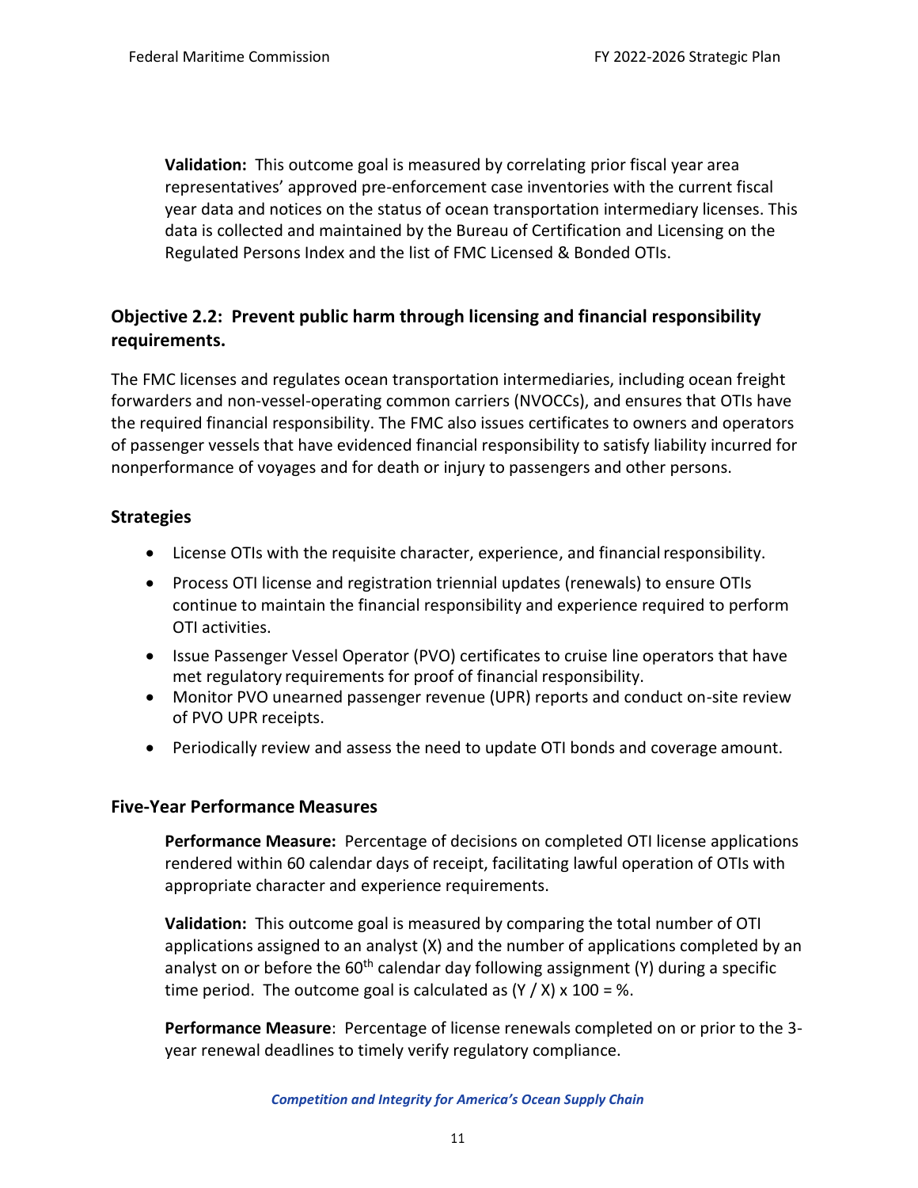**Validation:** This outcome goal is measured by correlating prior fiscal year area representatives' approved pre-enforcement case inventories with the current fiscal year data and notices on the status of ocean transportation intermediary licenses. This data is collected and maintained by the Bureau of Certification and Licensing on the Regulated Persons Index and the list of FMC Licensed & Bonded OTIs.

## Objective 2.2: Prevent public harm through licensing and financial responsibility requirements.

The FMC licenses and regulates ocean transportation intermediaries, including ocean freight forwarders and non-vessel-operating common carriers (NVOCCs), and ensures that OTIs have the required financial responsibility. The FMC also issues certificates to owners and operators of passenger vessels that have evidenced financial responsibility to satisfy liability incurred for nonperformance of voyages and for death or injury to passengers and other persons.

### Strategies

- License OTIs with the requisite character, experience, and financial responsibility.
- Process OTI license and registration triennial updates (renewals) to ensure OTIs continue to maintain the financial responsibility and experience required to perform OTI activities.
- Issue Passenger Vessel Operator (PVO) certificates to cruise line operators that have met regulatory requirements for proof of financial responsibility.
- Monitor PVO unearned passenger revenue (UPR) reports and conduct on-site review of PVO UPR receipts.
- Periodically review and assess the need to update OTI bonds and coverage amount.

### Five-Year Performance Measures

**Performance Measure:** Percentage of decisions on completed OTI license applications rendered within 60 calendar days of receipt, facilitating lawful operation of OTIs with appropriate character and experience requirements.

**Validation:** This outcome goal is measured by comparing the total number of OTI applications assigned to an analyst (X) and the number of applications completed by an analyst on or before the $60^{th}$ calendar day following assignment (Y) during a specific time period. The outcome goal is calculated as $(Y / X) \times 100 = \%$.

**Performance Measure**: Percentage of license renewals completed on or prior to the 3-year renewal deadlines to timely verify regulatory compliance.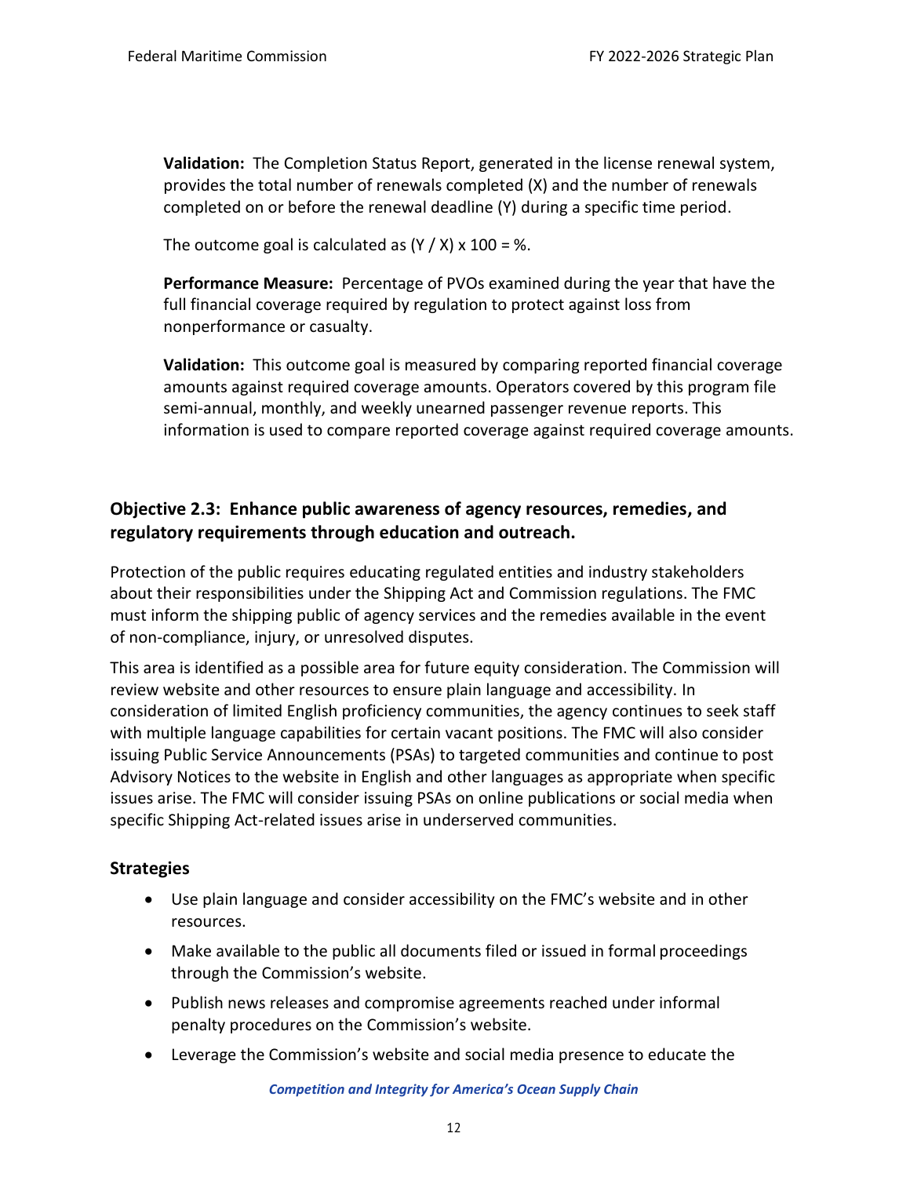**Validation:** The Completion Status Report, generated in the license renewal system, provides the total number of renewals completed (X) and the number of renewals completed on or before the renewal deadline (Y) during a specific time period.

The outcome goal is calculated as $(Y / X) \times 100 = \%$.

**Performance Measure:** Percentage of PVOs examined during the year that have the full financial coverage required by regulation to protect against loss from nonperformance or casualty.

**Validation:** This outcome goal is measured by comparing reported financial coverage amounts against required coverage amounts. Operators covered by this program file semi-annual, monthly, and weekly unearned passenger revenue reports. This information is used to compare reported coverage against required coverage amounts.

### Objective 2.3: Enhance public awareness of agency resources, remedies, and regulatory requirements through education and outreach.

Protection of the public requires educating regulated entities and industry stakeholders about their responsibilities under the Shipping Act and Commission regulations. The FMC must inform the shipping public of agency services and the remedies available in the event of non-compliance, injury, or unresolved disputes.

This area is identified as a possible area for future equity consideration. The Commission will review website and other resources to ensure plain language and accessibility. In consideration of limited English proficiency communities, the agency continues to seek staff with multiple language capabilities for certain vacant positions. The FMC will also consider issuing Public Service Announcements (PSAs) to targeted communities and continue to post Advisory Notices to the website in English and other languages as appropriate when specific issues arise. The FMC will consider issuing PSAs on online publications or social media when specific Shipping Act-related issues arise in underserved communities.

#### Strategies

- Use plain language and consider accessibility on the FMC's website and in other resources.
- Make available to the public all documents filed or issued in formal proceedings through the Commission's website.
- Publish news releases and compromise agreements reached under informal penalty procedures on the Commission's website.
- Leverage the Commission's website and social media presence to educate the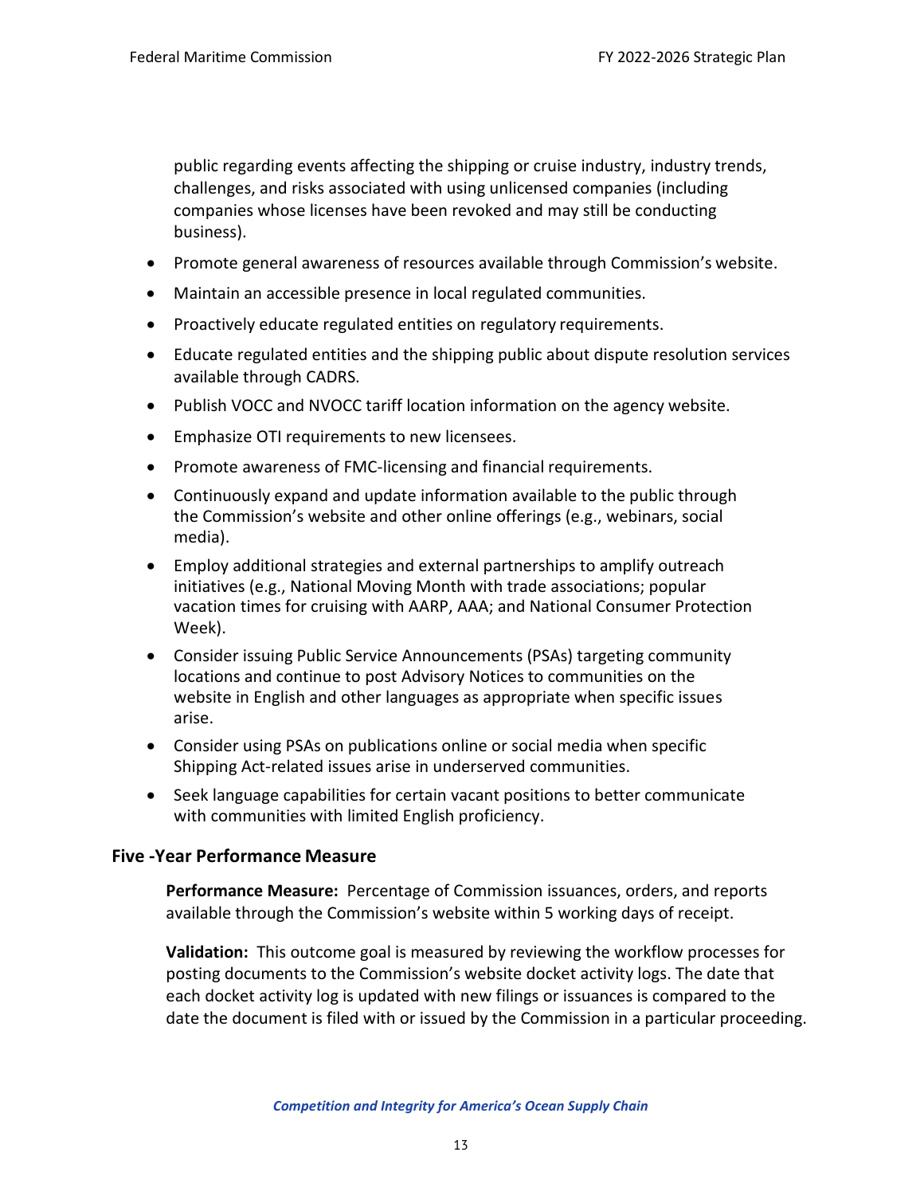public regarding events affecting the shipping or cruise industry, industry trends, challenges, and risks associated with using unlicensed companies (including companies whose licenses have been revoked and may still be conducting business).

- Promote general awareness of resources available through Commission's website.
- Maintain an accessible presence in local regulated communities.
- Proactively educate regulated entities on regulatory requirements.
- Educate regulated entities and the shipping public about dispute resolution services available through CADRS.
- Publish VOCC and NVOCC tariff location information on the agency website.
- Emphasize OTI requirements to new licensees.
- Promote awareness of FMC-licensing and financial requirements.
- Continuously expand and update information available to the public through the Commission's website and other online offerings (e.g., webinars, social media).
- Employ additional strategies and external partnerships to amplify outreach initiatives (e.g., National Moving Month with trade associations; popular vacation times for cruising with AARP, AAA; and National Consumer Protection Week).
- Consider issuing Public Service Announcements (PSAs) targeting community locations and continue to post Advisory Notices to communities on the website in English and other languages as appropriate when specific issues arise.
- Consider using PSAs on publications online or social media when specific Shipping Act-related issues arise in underserved communities.
- Seek language capabilities for certain vacant positions to better communicate with communities with limited English proficiency.

### Five -Year Performance Measure

**Performance Measure:** Percentage of Commission issuances, orders, and reports available through the Commission's website within 5 working days of receipt.

**Validation:** This outcome goal is measured by reviewing the workflow processes for posting documents to the Commission's website docket activity logs. The date that each docket activity log is updated with new filings or issuances is compared to the date the document is filed with or issued by the Commission in a particular proceeding.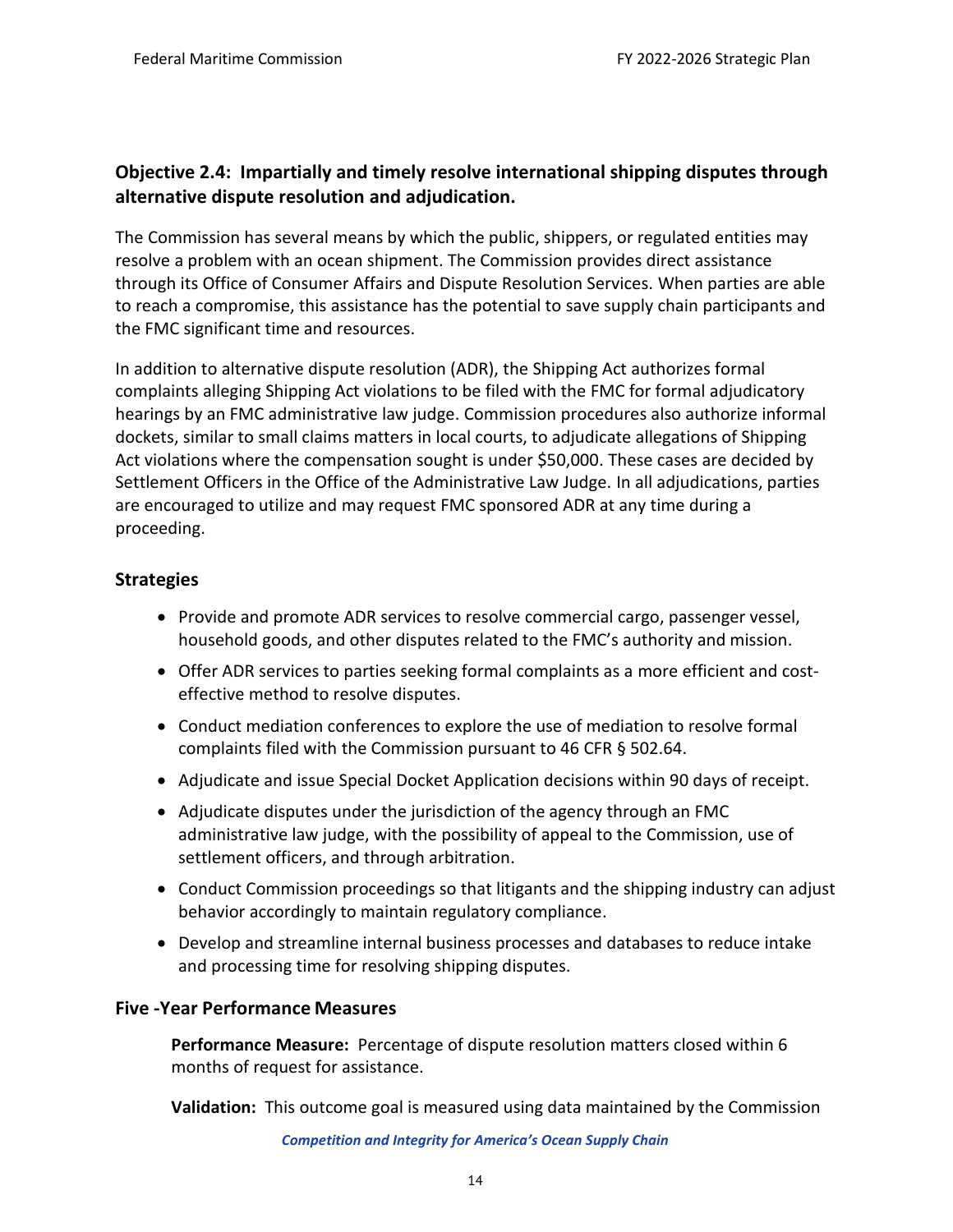### Objective 2.4: Impartially and timely resolve international shipping disputes through alternative dispute resolution and adjudication.

The Commission has several means by which the public, shippers, or regulated entities may resolve a problem with an ocean shipment. The Commission provides direct assistance through its Office of Consumer Affairs and Dispute Resolution Services. When parties are able to reach a compromise, this assistance has the potential to save supply chain participants and the FMC significant time and resources.

In addition to alternative dispute resolution (ADR), the Shipping Act authorizes formal complaints alleging Shipping Act violations to be filed with the FMC for formal adjudicatory hearings by an FMC administrative law judge. Commission procedures also authorize informal dockets, similar to small claims matters in local courts, to adjudicate allegations of Shipping Act violations where the compensation sought is under $50,000. These cases are decided by Settlement Officers in the Office of the Administrative Law Judge. In all adjudications, parties are encouraged to utilize and may request FMC sponsored ADR at any time during a proceeding.

#### Strategies

- Provide and promote ADR services to resolve commercial cargo, passenger vessel, household goods, and other disputes related to the FMC's authority and mission.
- Offer ADR services to parties seeking formal complaints as a more efficient and cost-effective method to resolve disputes.
- Conduct mediation conferences to explore the use of mediation to resolve formal complaints filed with the Commission pursuant to 46 CFR § 502.64.
- Adjudicate and issue Special Docket Application decisions within 90 days of receipt.
- Adjudicate disputes under the jurisdiction of the agency through an FMC administrative law judge, with the possibility of appeal to the Commission, use of settlement officers, and through arbitration.
- Conduct Commission proceedings so that litigants and the shipping industry can adjust behavior accordingly to maintain regulatory compliance.
- Develop and streamline internal business processes and databases to reduce intake and processing time for resolving shipping disputes.

#### Five -Year Performance Measures

**Performance Measure:** Percentage of dispute resolution matters closed within 6 months of request for assistance.

**Validation:** This outcome goal is measured using data maintained by the Commission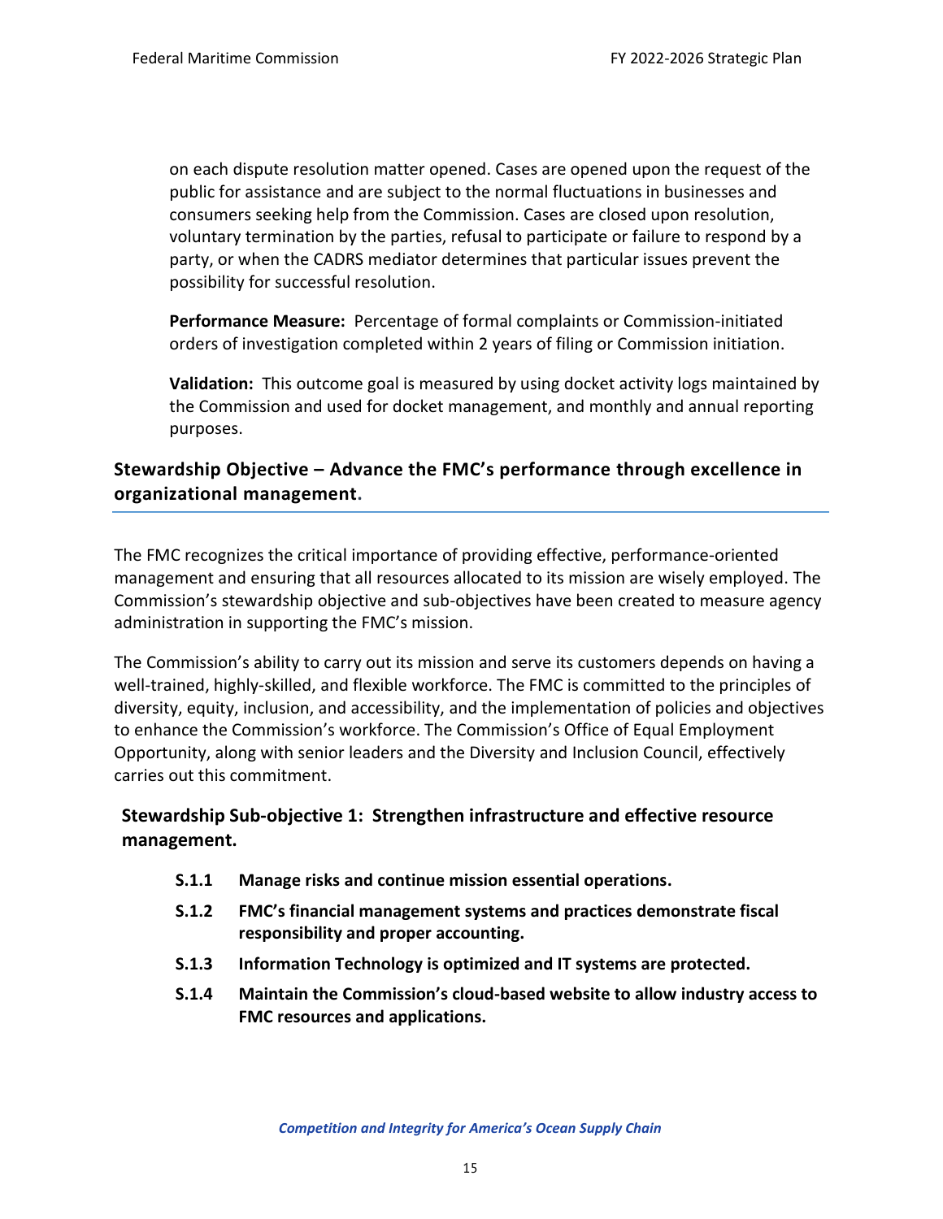on each dispute resolution matter opened. Cases are opened upon the request of the public for assistance and are subject to the normal fluctuations in businesses and consumers seeking help from the Commission. Cases are closed upon resolution, voluntary termination by the parties, refusal to participate or failure to respond by a party, or when the CADRS mediator determines that particular issues prevent the possibility for successful resolution.

**Performance Measure:** Percentage of formal complaints or Commission-initiated orders of investigation completed within 2 years of filing or Commission initiation.

**Validation:** This outcome goal is measured by using docket activity logs maintained by the Commission and used for docket management, and monthly and annual reporting purposes.

## Stewardship Objective – Advance the FMC's performance through excellence in organizational management.

The FMC recognizes the critical importance of providing effective, performance-oriented management and ensuring that all resources allocated to its mission are wisely employed. The Commission's stewardship objective and sub-objectives have been created to measure agency administration in supporting the FMC's mission.

The Commission's ability to carry out its mission and serve its customers depends on having a well-trained, highly-skilled, and flexible workforce. The FMC is committed to the principles of diversity, equity, inclusion, and accessibility, and the implementation of policies and objectives to enhance the Commission's workforce. The Commission's Office of Equal Employment Opportunity, along with senior leaders and the Diversity and Inclusion Council, effectively carries out this commitment.

### Stewardship Sub-objective 1: Strengthen infrastructure and effective resource management.

- **S.1.1 Manage risks and continue mission essential operations.**
- **S.1.2 FMC's financial management systems and practices demonstrate fiscal responsibility and proper accounting.**
- **S.1.3 Information Technology is optimized and IT systems are protected.**
- **S.1.4 Maintain the Commission's cloud-based website to allow industry access to FMC resources and applications.**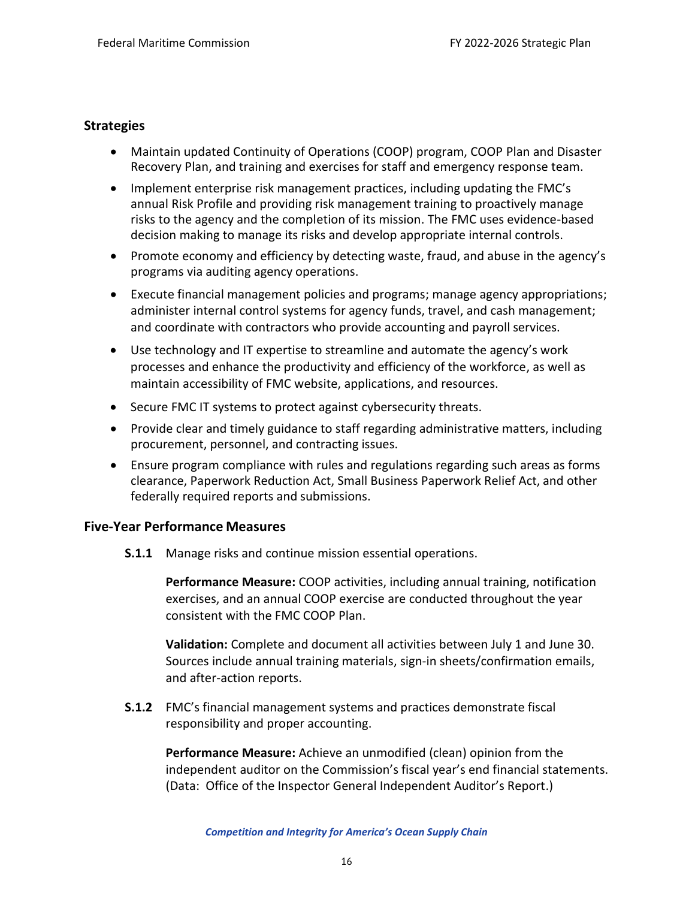## Strategies

- Maintain updated Continuity of Operations (COOP) program, COOP Plan and Disaster Recovery Plan, and training and exercises for staff and emergency response team.
- Implement enterprise risk management practices, including updating the FMC's annual Risk Profile and providing risk management training to proactively manage risks to the agency and the completion of its mission. The FMC uses evidence-based decision making to manage its risks and develop appropriate internal controls.
- Promote economy and efficiency by detecting waste, fraud, and abuse in the agency's programs via auditing agency operations.
- Execute financial management policies and programs; manage agency appropriations; administer internal control systems for agency funds, travel, and cash management; and coordinate with contractors who provide accounting and payroll services.
- Use technology and IT expertise to streamline and automate the agency's work processes and enhance the productivity and efficiency of the workforce, as well as maintain accessibility of FMC website, applications, and resources.
- Secure FMC IT systems to protect against cybersecurity threats.
- Provide clear and timely guidance to staff regarding administrative matters, including procurement, personnel, and contracting issues.
- Ensure program compliance with rules and regulations regarding such areas as forms clearance, Paperwork Reduction Act, Small Business Paperwork Relief Act, and other federally required reports and submissions.

## Five-Year Performance Measures

**S.1.1** Manage risks and continue mission essential operations.

**Performance Measure:** COOP activities, including annual training, notification exercises, and an annual COOP exercise are conducted throughout the year consistent with the FMC COOP Plan.

**Validation:** Complete and document all activities between July 1 and June 30. Sources include annual training materials, sign-in sheets/confirmation emails, and after-action reports.

**S.1.2** FMC's financial management systems and practices demonstrate fiscal responsibility and proper accounting.

**Performance Measure:** Achieve an unmodified (clean) opinion from the independent auditor on the Commission's fiscal year's end financial statements. (Data: Office of the Inspector General Independent Auditor's Report.)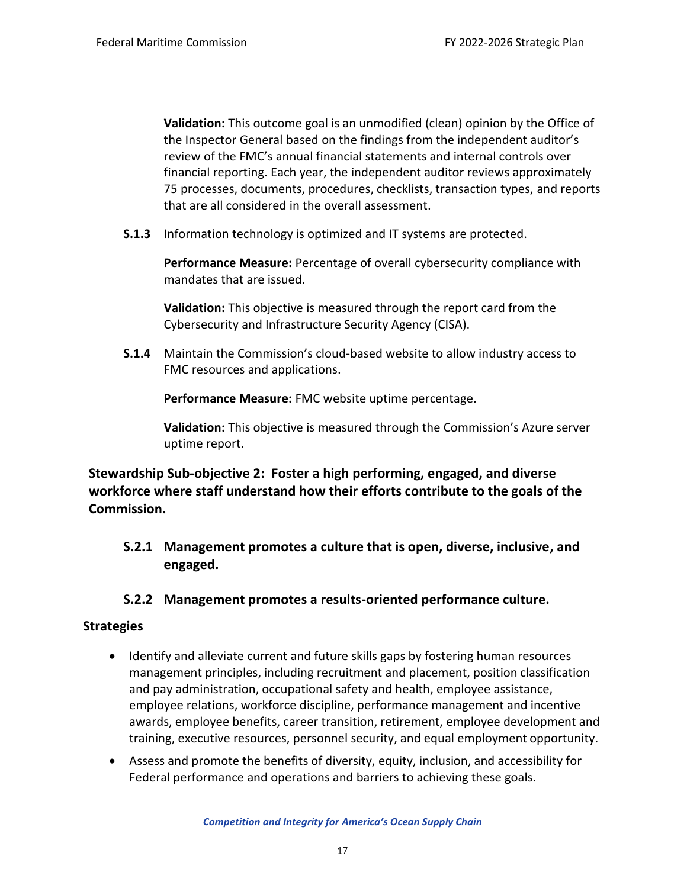**Validation:** This outcome goal is an unmodified (clean) opinion by the Office of the Inspector General based on the findings from the independent auditor's review of the FMC's annual financial statements and internal controls over financial reporting. Each year, the independent auditor reviews approximately 75 processes, documents, procedures, checklists, transaction types, and reports that are all considered in the overall assessment.

**S.1.3** Information technology is optimized and IT systems are protected.

**Performance Measure:** Percentage of overall cybersecurity compliance with mandates that are issued.

**Validation:** This objective is measured through the report card from the Cybersecurity and Infrastructure Security Agency (CISA).

**S.1.4** Maintain the Commission's cloud-based website to allow industry access to FMC resources and applications.

**Performance Measure:** FMC website uptime percentage.

**Validation:** This objective is measured through the Commission's Azure server uptime report.

### Stewardship Sub-objective 2: Foster a high performing, engaged, and diverse workforce where staff understand how their efforts contribute to the goals of the Commission.

#### S.2.1 Management promotes a culture that is open, diverse, inclusive, and engaged.

#### S.2.2 Management promotes a results-oriented performance culture.

### Strategies

- Identify and alleviate current and future skills gaps by fostering human resources management principles, including recruitment and placement, position classification and pay administration, occupational safety and health, employee assistance, employee relations, workforce discipline, performance management and incentive awards, employee benefits, career transition, retirement, employee development and training, executive resources, personnel security, and equal employment opportunity.
- Assess and promote the benefits of diversity, equity, inclusion, and accessibility for Federal performance and operations and barriers to achieving these goals.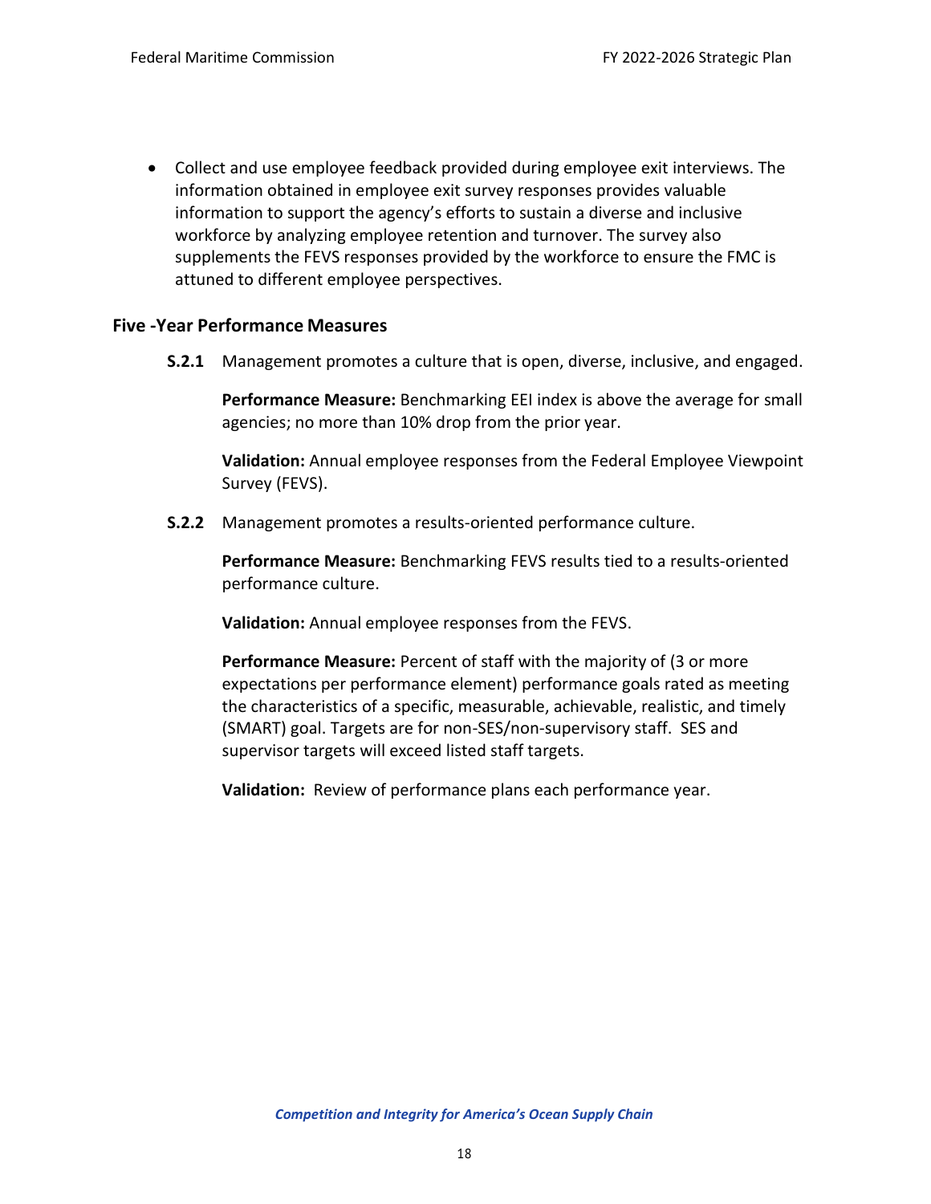- Collect and use employee feedback provided during employee exit interviews. The information obtained in employee exit survey responses provides valuable information to support the agency's efforts to sustain a diverse and inclusive workforce by analyzing employee retention and turnover. The survey also supplements the FEVS responses provided by the workforce to ensure the FMC is attuned to different employee perspectives.

### Five -Year Performance Measures

**S.2.1** Management promotes a culture that is open, diverse, inclusive, and engaged.

**Performance Measure:** Benchmarking EEI index is above the average for small agencies; no more than 10% drop from the prior year.

**Validation:** Annual employee responses from the Federal Employee Viewpoint Survey (FEVS).

**S.2.2** Management promotes a results-oriented performance culture.

**Performance Measure:** Benchmarking FEVS results tied to a results-oriented performance culture.

**Validation:** Annual employee responses from the FEVS.

**Performance Measure:** Percent of staff with the majority of (3 or more expectations per performance element) performance goals rated as meeting the characteristics of a specific, measurable, achievable, realistic, and timely (SMART) goal. Targets are for non-SES/non-supervisory staff. SES and supervisor targets will exceed listed staff targets.

**Validation:** Review of performance plans each performance year.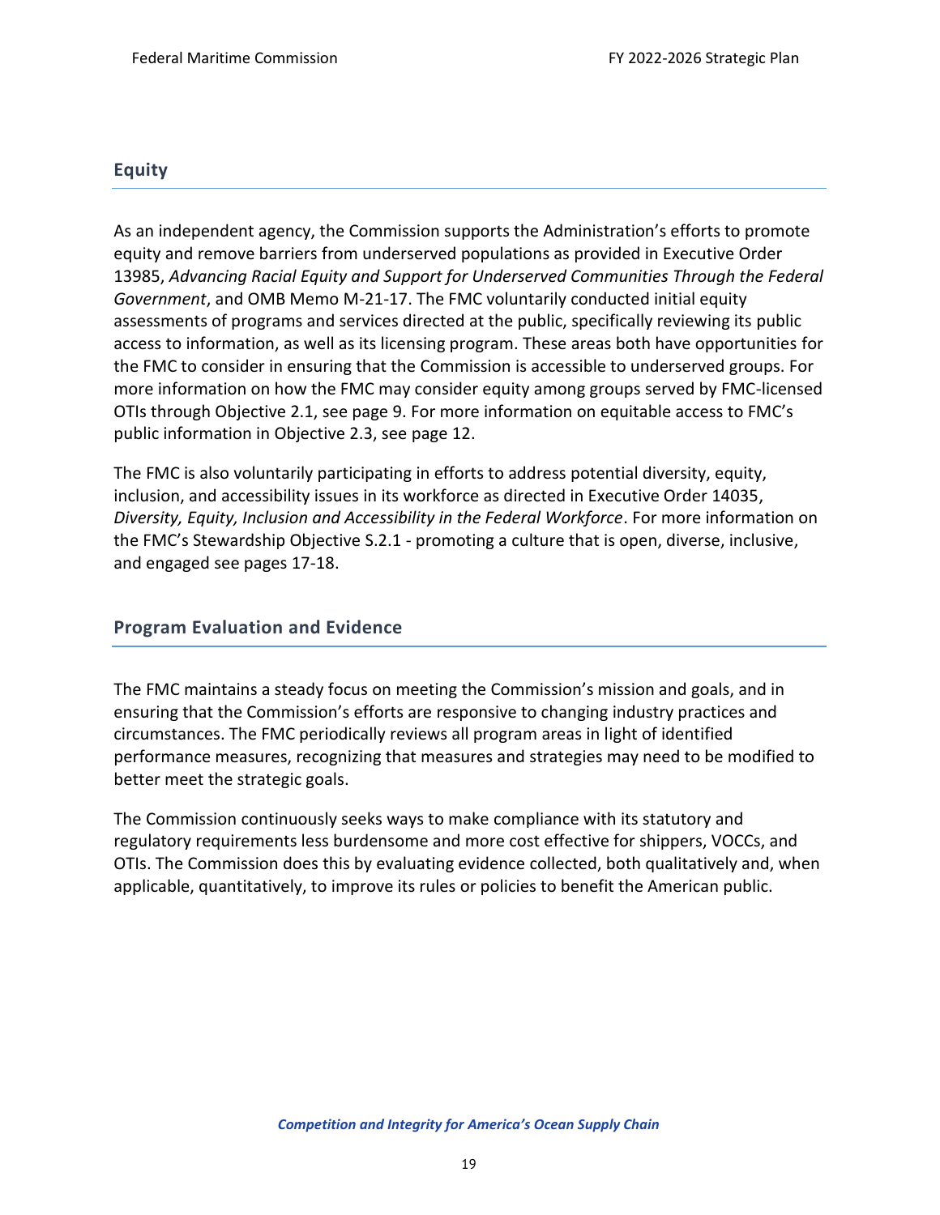## Equity

As an independent agency, the Commission supports the Administration's efforts to promote equity and remove barriers from underserved populations as provided in Executive Order 13985, *Advancing Racial Equity and Support for Underserved Communities Through the Federal Government*, and OMB Memo M-21-17. The FMC voluntarily conducted initial equity assessments of programs and services directed at the public, specifically reviewing its public access to information, as well as its licensing program. These areas both have opportunities for the FMC to consider in ensuring that the Commission is accessible to underserved groups. For more information on how the FMC may consider equity among groups served by FMC-licensed OTIs through Objective 2.1, see page 9. For more information on equitable access to FMC's public information in Objective 2.3, see page 12.

The FMC is also voluntarily participating in efforts to address potential diversity, equity, inclusion, and accessibility issues in its workforce as directed in Executive Order 14035, *Diversity, Equity, Inclusion and Accessibility in the Federal Workforce*. For more information on the FMC's Stewardship Objective S.2.1 - promoting a culture that is open, diverse, inclusive, and engaged see pages 17-18.

## Program Evaluation and Evidence

The FMC maintains a steady focus on meeting the Commission's mission and goals, and in ensuring that the Commission's efforts are responsive to changing industry practices and circumstances. The FMC periodically reviews all program areas in light of identified performance measures, recognizing that measures and strategies may need to be modified to better meet the strategic goals.

The Commission continuously seeks ways to make compliance with its statutory and regulatory requirements less burdensome and more cost effective for shippers, VOCCs, and OTIs. The Commission does this by evaluating evidence collected, both qualitatively and, when applicable, quantitatively, to improve its rules or policies to benefit the American public.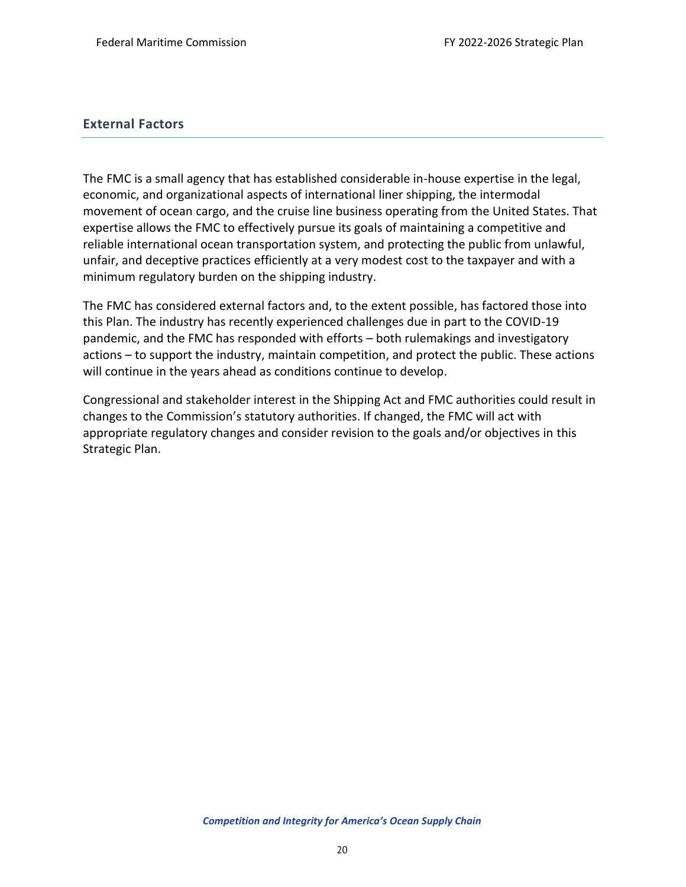## External Factors

The FMC is a small agency that has established considerable in-house expertise in the legal, economic, and organizational aspects of international liner shipping, the intermodal movement of ocean cargo, and the cruise line business operating from the United States. That expertise allows the FMC to effectively pursue its goals of maintaining a competitive and reliable international ocean transportation system, and protecting the public from unlawful, unfair, and deceptive practices efficiently at a very modest cost to the taxpayer and with a minimum regulatory burden on the shipping industry.

The FMC has considered external factors and, to the extent possible, has factored those into this Plan. The industry has recently experienced challenges due in part to the COVID-19 pandemic, and the FMC has responded with efforts – both rulemakings and investigatory actions – to support the industry, maintain competition, and protect the public. These actions will continue in the years ahead as conditions continue to develop.

Congressional and stakeholder interest in the Shipping Act and FMC authorities could result in changes to the Commission's statutory authorities. If changed, the FMC will act with appropriate regulatory changes and consider revision to the goals and/or objectives in this Strategic Plan.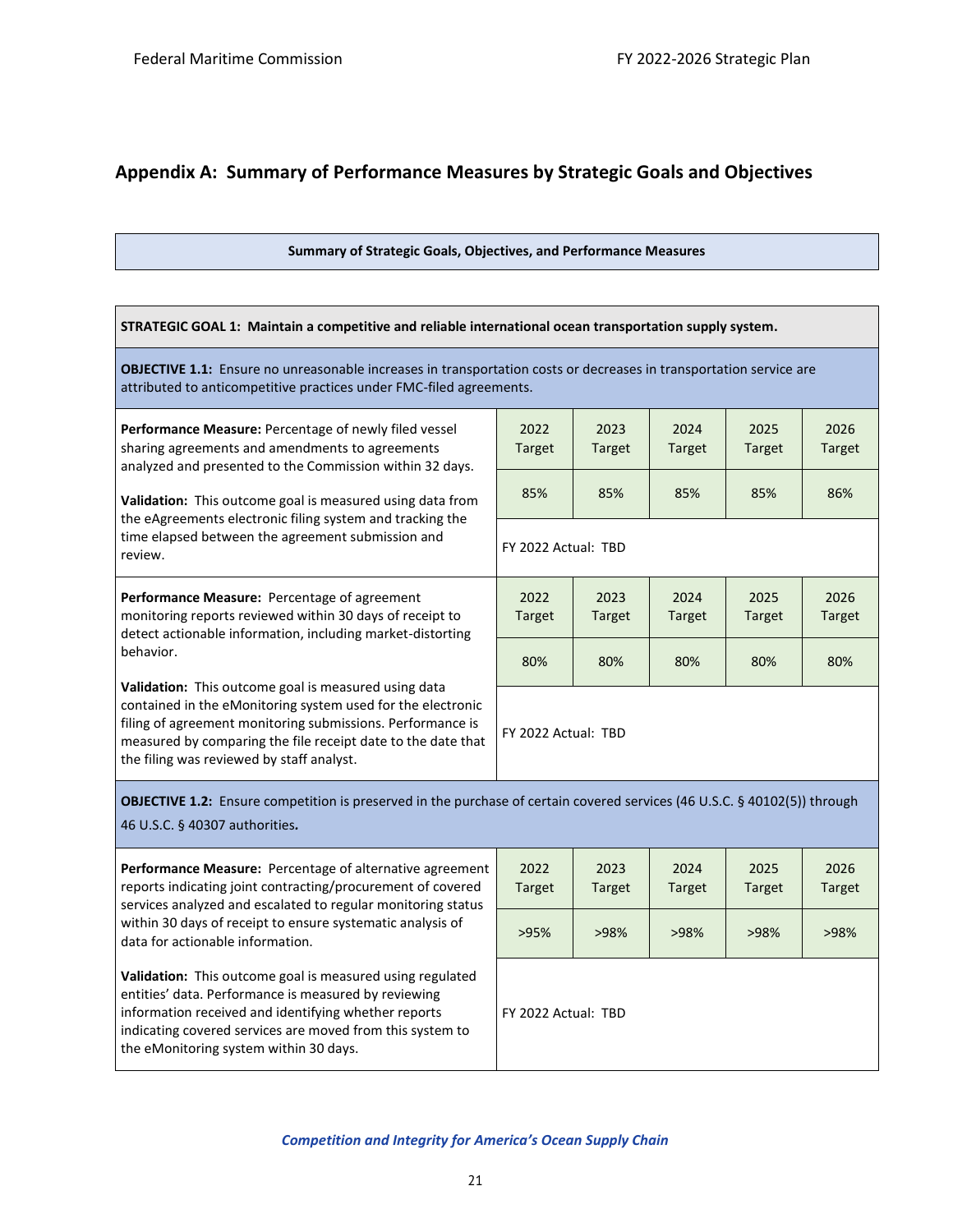## Appendix A: Summary of Performance Measures by Strategic Goals and Objectives

**Summary of Strategic Goals, Objectives, and Performance Measures**

**STRATEGIC GOAL 1: Maintain a competitive and reliable international ocean transportation supply system.**

**OBJECTIVE 1.1:** Ensure no unreasonable increases in transportation costs or decreases in transportation service are attributed to anticompetitive practices under FMC-filed agreements.

| Performance Measure | 2022 Target | 2023 Target | 2024 Target | 2025 Target | 2026 Target |
|---|---|---|---|---|---|
| **Performance Measure:** Percentage of newly filed vessel sharing agreements and amendments to agreements analyzed and presented to the Commission within 32 days. | 85% | 85% | 85% | 85% | 86% |
| **Validation:** This outcome goal is measured using data from the eAgreements electronic filing system and tracking the time elapsed between the agreement submission and review. | FY 2022 Actual: TBD | | | | |

| Performance Measure | 2022 Target | 2023 Target | 2024 Target | 2025 Target | 2026 Target |
|---|---|---|---|---|---|
| **Performance Measure:** Percentage of agreement monitoring reports reviewed within 30 days of receipt to detect actionable information, including market-distorting behavior. | 80% | 80% | 80% | 80% | 80% |
| **Validation:** This outcome goal is measured using data contained in the eMonitoring system used for the electronic filing of agreement monitoring submissions. Performance is measured by comparing the file receipt date to the date that the filing was reviewed by staff analyst. | FY 2022 Actual: TBD | | | | |

**OBJECTIVE 1.2:** Ensure competition is preserved in the purchase of certain covered services (46 U.S.C. § 40102(5)) through 46 U.S.C. § 40307 authorities**.**

| Performance Measure | 2022 Target | 2023 Target | 2024 Target | 2025 Target | 2026 Target |
|---|---|---|---|---|---|
| **Performance Measure:** Percentage of alternative agreement reports indicating joint contracting/procurement of covered services analyzed and escalated to regular monitoring status within 30 days of receipt to ensure systematic analysis of data for actionable information. | >95% | >98% | >98% | >98% | >98% |
| **Validation:** This outcome goal is measured using regulated entities' data. Performance is measured by reviewing information received and identifying whether reports indicating covered services are moved from this system to the eMonitoring system within 30 days. | FY 2022 Actual: TBD | | | | |

*Competition and Integrity for America's Ocean Supply Chain*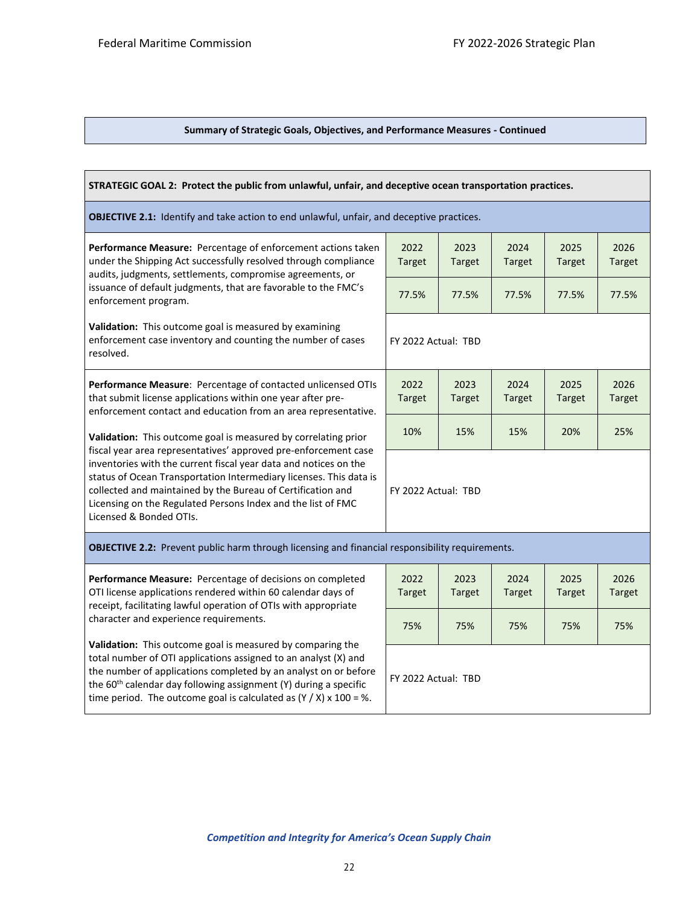**Summary of Strategic Goals, Objectives, and Performance Measures - Continued**

**STRATEGIC GOAL 2: Protect the public from unlawful, unfair, and deceptive ocean transportation practices.**

**OBJECTIVE 2.1:** Identify and take action to end unlawful, unfair, and deceptive practices.

| Performance Measure / Validation | 2022 Target | 2023 Target | 2024 Target | 2025 Target | 2026 Target |
|---|---|---|---|---|---|
| **Performance Measure:** Percentage of enforcement actions taken under the Shipping Act successfully resolved through compliance audits, judgments, settlements, compromise agreements, or issuance of default judgments, that are favorable to the FMC's enforcement program. | 77.5% | 77.5% | 77.5% | 77.5% | 77.5% |
| **Validation:** This outcome goal is measured by examining enforcement case inventory and counting the number of cases resolved. | FY 2022 Actual: TBD | | | | |

| Performance Measure / Validation | 2022 Target | 2023 Target | 2024 Target | 2025 Target | 2026 Target |
|---|---|---|---|---|---|
| **Performance Measure**: Percentage of contacted unlicensed OTIs that submit license applications within one year after pre-enforcement contact and education from an area representative. | 10% | 15% | 15% | 20% | 25% |
| **Validation:** This outcome goal is measured by correlating prior fiscal year area representatives' approved pre-enforcement case inventories with the current fiscal year data and notices on the status of Ocean Transportation Intermediary licenses. This data is collected and maintained by the Bureau of Certification and Licensing on the Regulated Persons Index and the list of FMC Licensed & Bonded OTIs. | FY 2022 Actual: TBD | | | | |

**OBJECTIVE 2.2:** Prevent public harm through licensing and financial responsibility requirements.

| Performance Measure / Validation | 2022 Target | 2023 Target | 2024 Target | 2025 Target | 2026 Target |
|---|---|---|---|---|---|
| **Performance Measure:** Percentage of decisions on completed OTI license applications rendered within 60 calendar days of receipt, facilitating lawful operation of OTIs with appropriate character and experience requirements. | 75% | 75% | 75% | 75% | 75% |
| **Validation:** This outcome goal is measured by comparing the total number of OTI applications assigned to an analyst (X) and the number of applications completed by an analyst on or before the 60th calendar day following assignment (Y) during a specific time period. The outcome goal is calculated as $(Y / X) \times 100 = \%$. | FY 2022 Actual: TBD | | | | |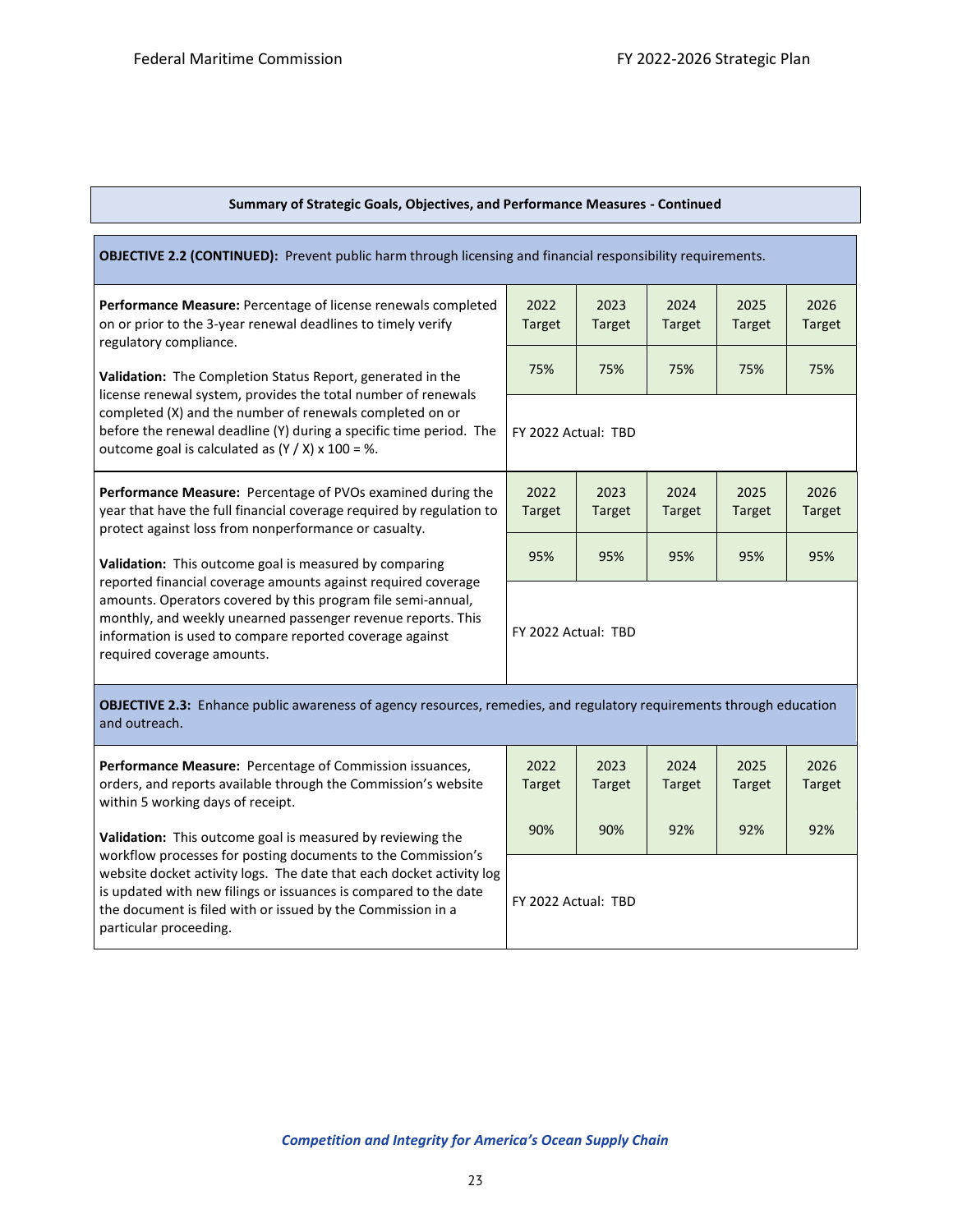**Summary of Strategic Goals, Objectives, and Performance Measures - Continued**

**OBJECTIVE 2.2 (CONTINUED):** Prevent public harm through licensing and financial responsibility requirements.

| Performance Measure / Validation | 2022 Target | 2023 Target | 2024 Target | 2025 Target | 2026 Target |
|---|---|---|---|---|---|
| **Performance Measure:** Percentage of license renewals completed on or prior to the 3-year renewal deadlines to timely verify regulatory compliance. | 75% | 75% | 75% | 75% | 75% |
| **Validation:** The Completion Status Report, generated in the license renewal system, provides the total number of renewals completed (X) and the number of renewals completed on or before the renewal deadline (Y) during a specific time period. The outcome goal is calculated as (Y / X) x 100 = %. | FY 2022 Actual: TBD | | | | |

| Performance Measure / Validation | 2022 Target | 2023 Target | 2024 Target | 2025 Target | 2026 Target |
|---|---|---|---|---|---|
| **Performance Measure:** Percentage of PVOs examined during the year that have the full financial coverage required by regulation to protect against loss from nonperformance or casualty. | 95% | 95% | 95% | 95% | 95% |
| **Validation:** This outcome goal is measured by comparing reported financial coverage amounts against required coverage amounts. Operators covered by this program file semi-annual, monthly, and weekly unearned passenger revenue reports. This information is used to compare reported coverage against required coverage amounts. | FY 2022 Actual: TBD | | | | |

**OBJECTIVE 2.3:** Enhance public awareness of agency resources, remedies, and regulatory requirements through education and outreach.

| Performance Measure / Validation | 2022 Target | 2023 Target | 2024 Target | 2025 Target | 2026 Target |
|---|---|---|---|---|---|
| **Performance Measure:** Percentage of Commission issuances, orders, and reports available through the Commission's website within 5 working days of receipt. | 90% | 90% | 92% | 92% | 92% |
| **Validation:** This outcome goal is measured by reviewing the workflow processes for posting documents to the Commission's website docket activity logs. The date that each docket activity log is updated with new filings or issuances is compared to the date the document is filed with or issued by the Commission in a particular proceeding. | FY 2022 Actual: TBD | | | | |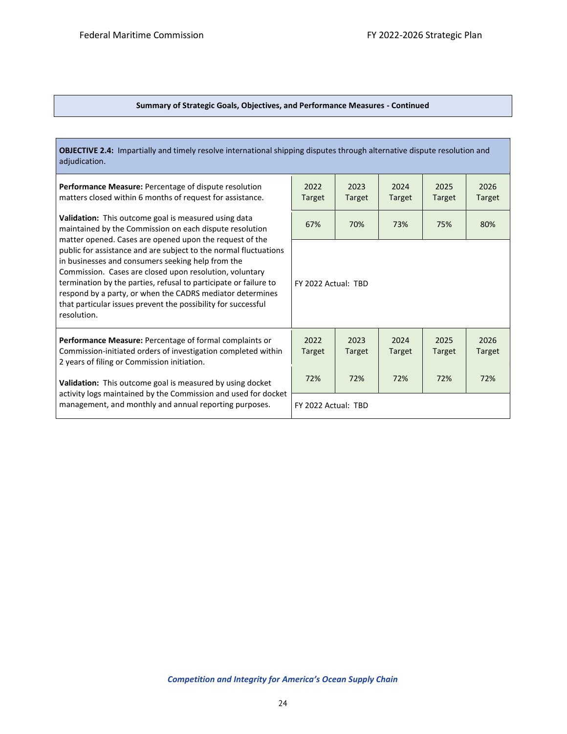**Summary of Strategic Goals, Objectives, and Performance Measures - Continued**

**OBJECTIVE 2.4:** Impartially and timely resolve international shipping disputes through alternative dispute resolution and adjudication.

| Performance Measure | 2022 Target | 2023 Target | 2024 Target | 2025 Target | 2026 Target |
|---|---|---|---|---|---|
| **Performance Measure:** Percentage of dispute resolution matters closed within 6 months of request for assistance.<br><br>**Validation:** This outcome goal is measured using data maintained by the Commission on each dispute resolution matter opened. Cases are opened upon the request of the public for assistance and are subject to the normal fluctuations in businesses and consumers seeking help from the Commission. Cases are closed upon resolution, voluntary termination by the parties, refusal to participate or failure to respond by a party, or when the CADRS mediator determines that particular issues prevent the possibility for successful resolution. | 67% | 70% | 73% | 75% | 80% |
| | FY 2022 Actual: TBD | | | | |
| **Performance Measure:** Percentage of formal complaints or Commission-initiated orders of investigation completed within 2 years of filing or Commission initiation.<br><br>**Validation:** This outcome goal is measured by using docket activity logs maintained by the Commission and used for docket management, and monthly and annual reporting purposes. | 72% | 72% | 72% | 72% | 72% |
| | FY 2022 Actual: TBD | | | | |

***Competition and Integrity for America's Ocean Supply Chain***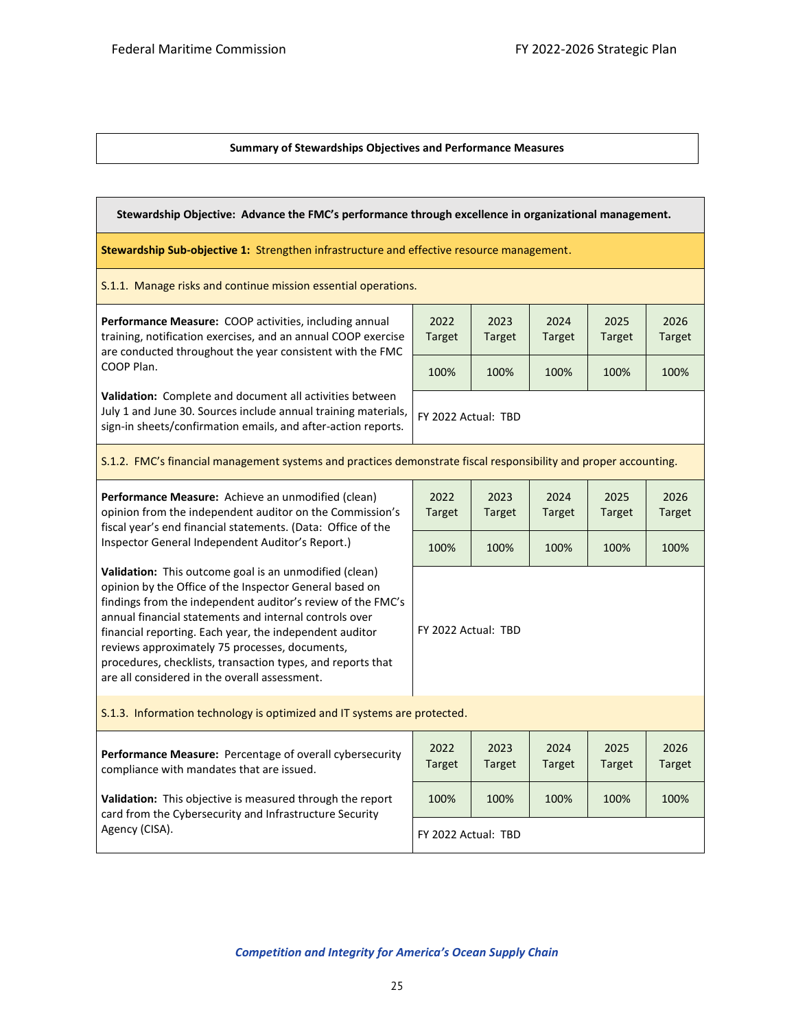**Summary of Stewardships Objectives and Performance Measures**

**Stewardship Objective: Advance the FMC's performance through excellence in organizational management.**

**Stewardship Sub-objective 1:** Strengthen infrastructure and effective resource management.

S.1.1. Manage risks and continue mission essential operations.

| | 2022 Target | 2023 Target | 2024 Target | 2025 Target | 2026 Target |
|---|---|---|---|---|---|
| **Performance Measure:** COOP activities, including annual training, notification exercises, and an annual COOP exercise are conducted throughout the year consistent with the FMC COOP Plan. | 100% | 100% | 100% | 100% | 100% |
| **Validation:** Complete and document all activities between July 1 and June 30. Sources include annual training materials, sign-in sheets/confirmation emails, and after-action reports. | FY 2022 Actual: TBD | | | | |

S.1.2. FMC's financial management systems and practices demonstrate fiscal responsibility and proper accounting.

| | 2022 Target | 2023 Target | 2024 Target | 2025 Target | 2026 Target |
|---|---|---|---|---|---|
| **Performance Measure:** Achieve an unmodified (clean) opinion from the independent auditor on the Commission's fiscal year's end financial statements. (Data: Office of the Inspector General Independent Auditor's Report.) | 100% | 100% | 100% | 100% | 100% |
| **Validation:** This outcome goal is an unmodified (clean) opinion by the Office of the Inspector General based on findings from the independent auditor's review of the FMC's annual financial statements and internal controls over financial reporting. Each year, the independent auditor reviews approximately 75 processes, documents, procedures, checklists, transaction types, and reports that are all considered in the overall assessment. | FY 2022 Actual: TBD | | | | |

S.1.3. Information technology is optimized and IT systems are protected.

| | 2022 Target | 2023 Target | 2024 Target | 2025 Target | 2026 Target |
|---|---|---|---|---|---|
| **Performance Measure:** Percentage of overall cybersecurity compliance with mandates that are issued. **Validation:** This objective is measured through the report card from the Cybersecurity and Infrastructure Security Agency (CISA). | 100% | 100% | 100% | 100% | 100% |
| | FY 2022 Actual: TBD | | | | |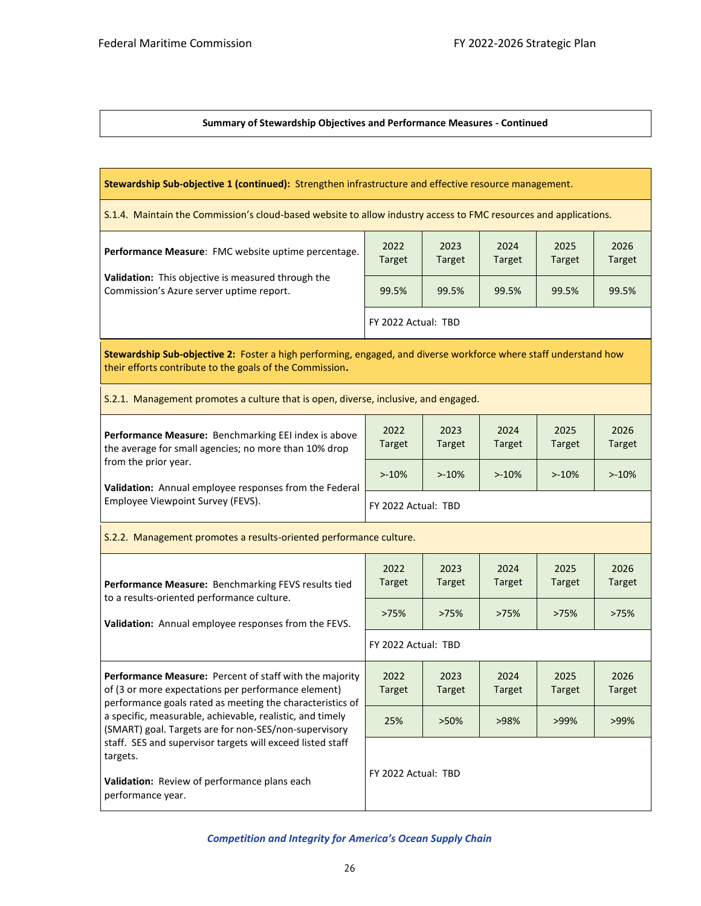**Summary of Stewardship Objectives and Performance Measures - Continued**

**Stewardship Sub-objective 1 (continued):** Strengthen infrastructure and effective resource management.

S.1.4. Maintain the Commission's cloud-based website to allow industry access to FMC resources and applications.

| | 2022 Target | 2023 Target | 2024 Target | 2025 Target | 2026 Target |
|---|---|---|---|---|---|
| **Performance Measure**: FMC website uptime percentage. **Validation:** This objective is measured through the Commission's Azure server uptime report. | 99.5% | 99.5% | 99.5% | 99.5% | 99.5% |
| | FY 2022 Actual: TBD | | | | |

**Stewardship Sub-objective 2:** Foster a high performing, engaged, and diverse workforce where staff understand how their efforts contribute to the goals of the Commission**.**

S.2.1. Management promotes a culture that is open, diverse, inclusive, and engaged.

| | 2022 Target | 2023 Target | 2024 Target | 2025 Target | 2026 Target |
|---|---|---|---|---|---|
| **Performance Measure:** Benchmarking EEI index is above the average for small agencies; no more than 10% drop from the prior year. **Validation:** Annual employee responses from the Federal Employee Viewpoint Survey (FEVS). | >-10% | >-10% | >-10% | >-10% | >-10% |
| | FY 2022 Actual: TBD | | | | |

S.2.2. Management promotes a results-oriented performance culture.

| | 2022 Target | 2023 Target | 2024 Target | 2025 Target | 2026 Target |
|---|---|---|---|---|---|
| **Performance Measure:** Benchmarking FEVS results tied to a results-oriented performance culture. **Validation:** Annual employee responses from the FEVS. | >75% | >75% | >75% | >75% | >75% |
| | FY 2022 Actual: TBD | | | | |

| | 2022 Target | 2023 Target | 2024 Target | 2025 Target | 2026 Target |
|---|---|---|---|---|---|
| **Performance Measure:** Percent of staff with the majority of (3 or more expectations per performance element) performance goals rated as meeting the characteristics of a specific, measurable, achievable, realistic, and timely (SMART) goal. Targets are for non-SES/non-supervisory staff. SES and supervisor targets will exceed listed staff targets. **Validation:** Review of performance plans each performance year. | 25% | >50% | >98% | >99% | >99% |
| | FY 2022 Actual: TBD | | | | |

*Competition and Integrity for America's Ocean Supply Chain*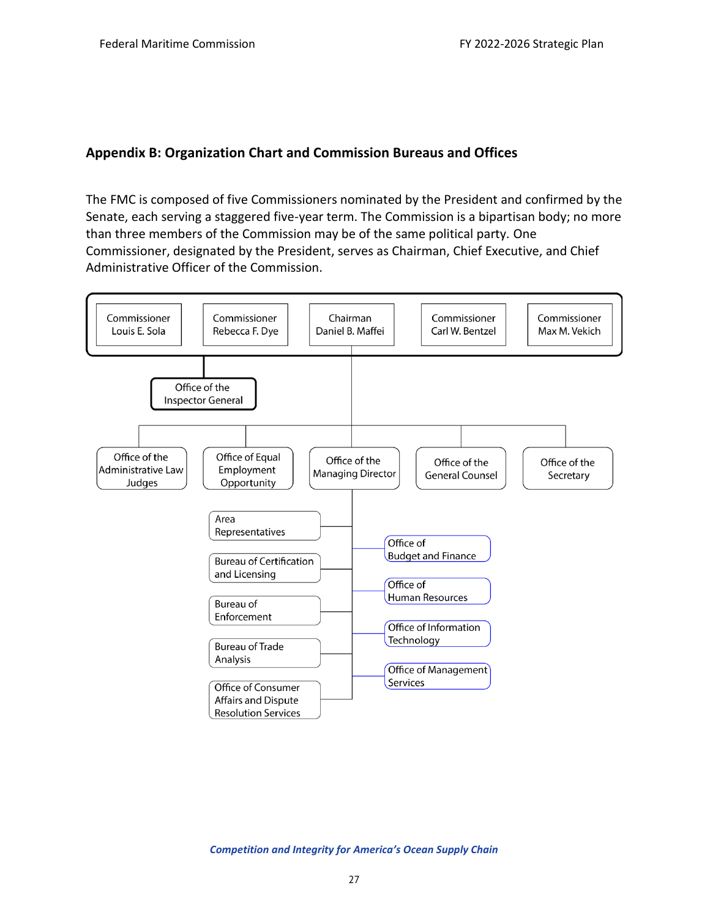## Appendix B: Organization Chart and Commission Bureaus and Offices

The FMC is composed of five Commissioners nominated by the President and confirmed by the Senate, each serving a staggered five-year term. The Commission is a bipartisan body; no more than three members of the Commission may be of the same political party. One Commissioner, designated by the President, serves as Chairman, Chief Executive, and Chief Administrative Officer of the Commission.

- Commissioner Louis E. Sola
- Commissioner Rebecca F. Dye
- Chairman Daniel B. Maffei
- Commissioner Carl W. Bentzel
- Commissioner Max M. Vekich

- Office of the Inspector General

- Office of the Administrative Law Judges
- Office of Equal Employment Opportunity
- Office of the Managing Director
  - Area Representatives
  - Bureau of Certification and Licensing
  - Bureau of Enforcement
  - Bureau of Trade Analysis
  - Office of Consumer Affairs and Dispute Resolution Services
  - Office of Budget and Finance
  - Office of Human Resources
  - Office of Information Technology
  - Office of Management Services
- Office of the General Counsel
- Office of the Secretary

*Competition and Integrity for America's Ocean Supply Chain*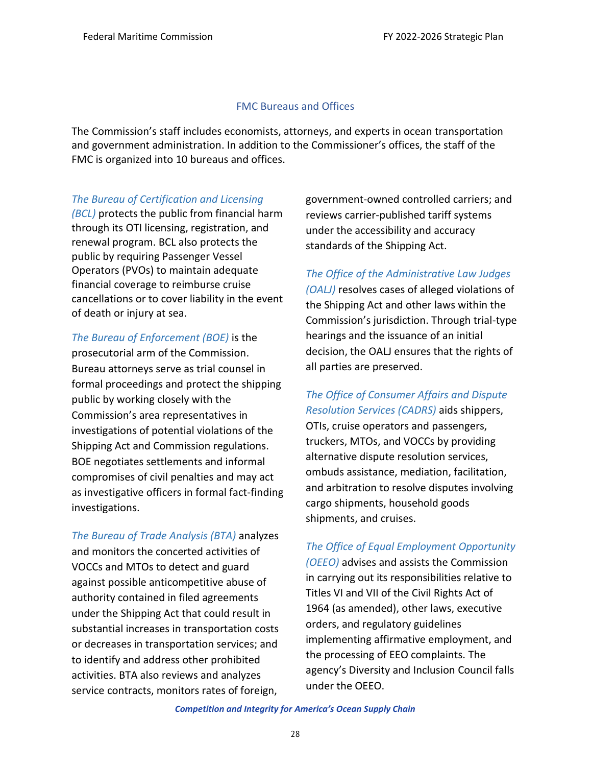## FMC Bureaus and Offices

The Commission's staff includes economists, attorneys, and experts in ocean transportation and government administration. In addition to the Commissioner's offices, the staff of the FMC is organized into 10 bureaus and offices.

*The Bureau of Certification and Licensing (BCL)* protects the public from financial harm through its OTI licensing, registration, and renewal program. BCL also protects the public by requiring Passenger Vessel Operators (PVOs) to maintain adequate financial coverage to reimburse cruise cancellations or to cover liability in the event of death or injury at sea.

*The Bureau of Enforcement (BOE)* is the prosecutorial arm of the Commission. Bureau attorneys serve as trial counsel in formal proceedings and protect the shipping public by working closely with the Commission's area representatives in investigations of potential violations of the Shipping Act and Commission regulations. BOE negotiates settlements and informal compromises of civil penalties and may act as investigative officers in formal fact-finding investigations.

*The Bureau of Trade Analysis (BTA)* analyzes and monitors the concerted activities of VOCCs and MTOs to detect and guard against possible anticompetitive abuse of authority contained in filed agreements under the Shipping Act that could result in substantial increases in transportation costs or decreases in transportation services; and to identify and address other prohibited activities. BTA also reviews and analyzes service contracts, monitors rates of foreign, government-owned controlled carriers; and reviews carrier-published tariff systems under the accessibility and accuracy standards of the Shipping Act.

*The Office of the Administrative Law Judges (OALJ)* resolves cases of alleged violations of the Shipping Act and other laws within the Commission's jurisdiction. Through trial-type hearings and the issuance of an initial decision, the OALJ ensures that the rights of all parties are preserved.

*The Office of Consumer Affairs and Dispute Resolution Services (CADRS)* aids shippers, OTIs, cruise operators and passengers, truckers, MTOs, and VOCCs by providing alternative dispute resolution services, ombuds assistance, mediation, facilitation, and arbitration to resolve disputes involving cargo shipments, household goods shipments, and cruises.

*The Office of Equal Employment Opportunity (OEEO)* advises and assists the Commission in carrying out its responsibilities relative to Titles VI and VII of the Civil Rights Act of 1964 (as amended), other laws, executive orders, and regulatory guidelines implementing affirmative employment, and the processing of EEO complaints. The agency's Diversity and Inclusion Council falls under the OEEO.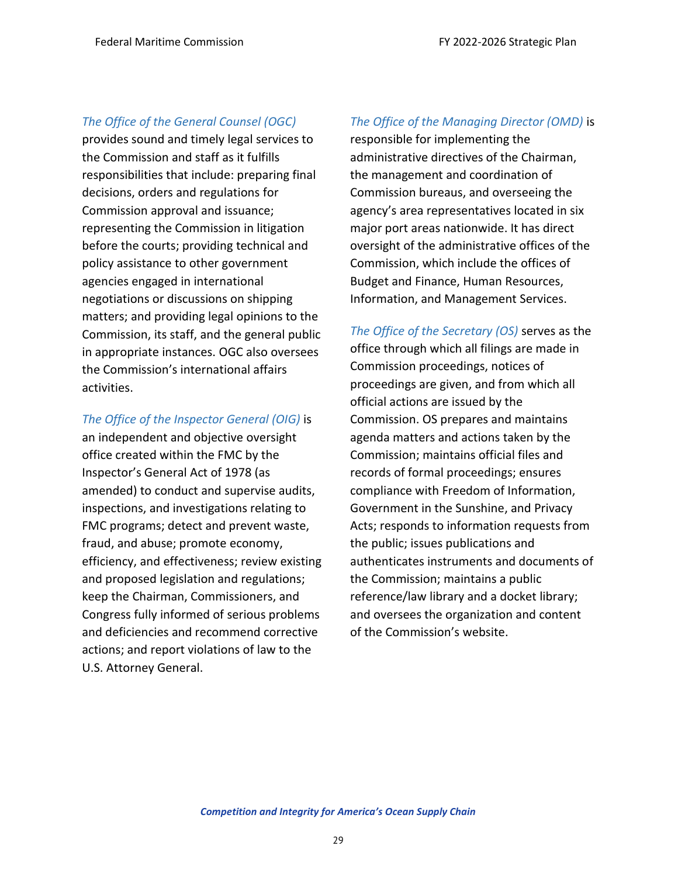*The Office of the General Counsel (OGC)* provides sound and timely legal services to the Commission and staff as it fulfills responsibilities that include: preparing final decisions, orders and regulations for Commission approval and issuance; representing the Commission in litigation before the courts; providing technical and policy assistance to other government agencies engaged in international negotiations or discussions on shipping matters; and providing legal opinions to the Commission, its staff, and the general public in appropriate instances. OGC also oversees the Commission's international affairs activities.

*The Office of the Inspector General (OIG)* is an independent and objective oversight office created within the FMC by the Inspector's General Act of 1978 (as amended) to conduct and supervise audits, inspections, and investigations relating to FMC programs; detect and prevent waste, fraud, and abuse; promote economy, efficiency, and effectiveness; review existing and proposed legislation and regulations; keep the Chairman, Commissioners, and Congress fully informed of serious problems and deficiencies and recommend corrective actions; and report violations of law to the U.S. Attorney General.

*The Office of the Managing Director (OMD)* is responsible for implementing the administrative directives of the Chairman, the management and coordination of Commission bureaus, and overseeing the agency's area representatives located in six major port areas nationwide. It has direct oversight of the administrative offices of the Commission, which include the offices of Budget and Finance, Human Resources, Information, and Management Services.

*The Office of the Secretary (OS)* serves as the office through which all filings are made in Commission proceedings, notices of proceedings are given, and from which all official actions are issued by the Commission. OS prepares and maintains agenda matters and actions taken by the Commission; maintains official files and records of formal proceedings; ensures compliance with Freedom of Information, Government in the Sunshine, and Privacy Acts; responds to information requests from the public; issues publications and authenticates instruments and documents of the Commission; maintains a public reference/law library and a docket library; and oversees the organization and content of the Commission's website.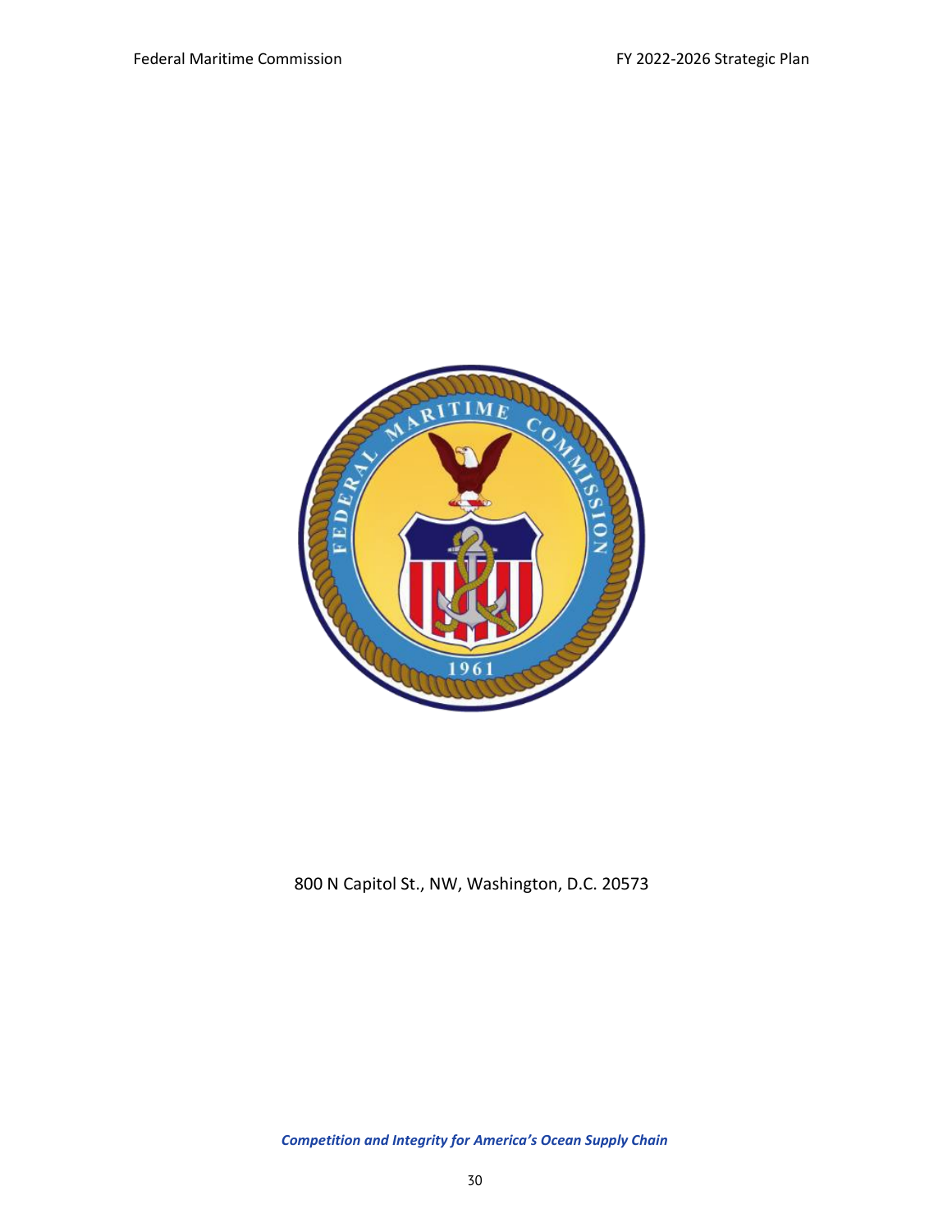800 N Capitol St., NW, Washington, D.C. 20573

***Competition and Integrity for America's Ocean Supply Chain***